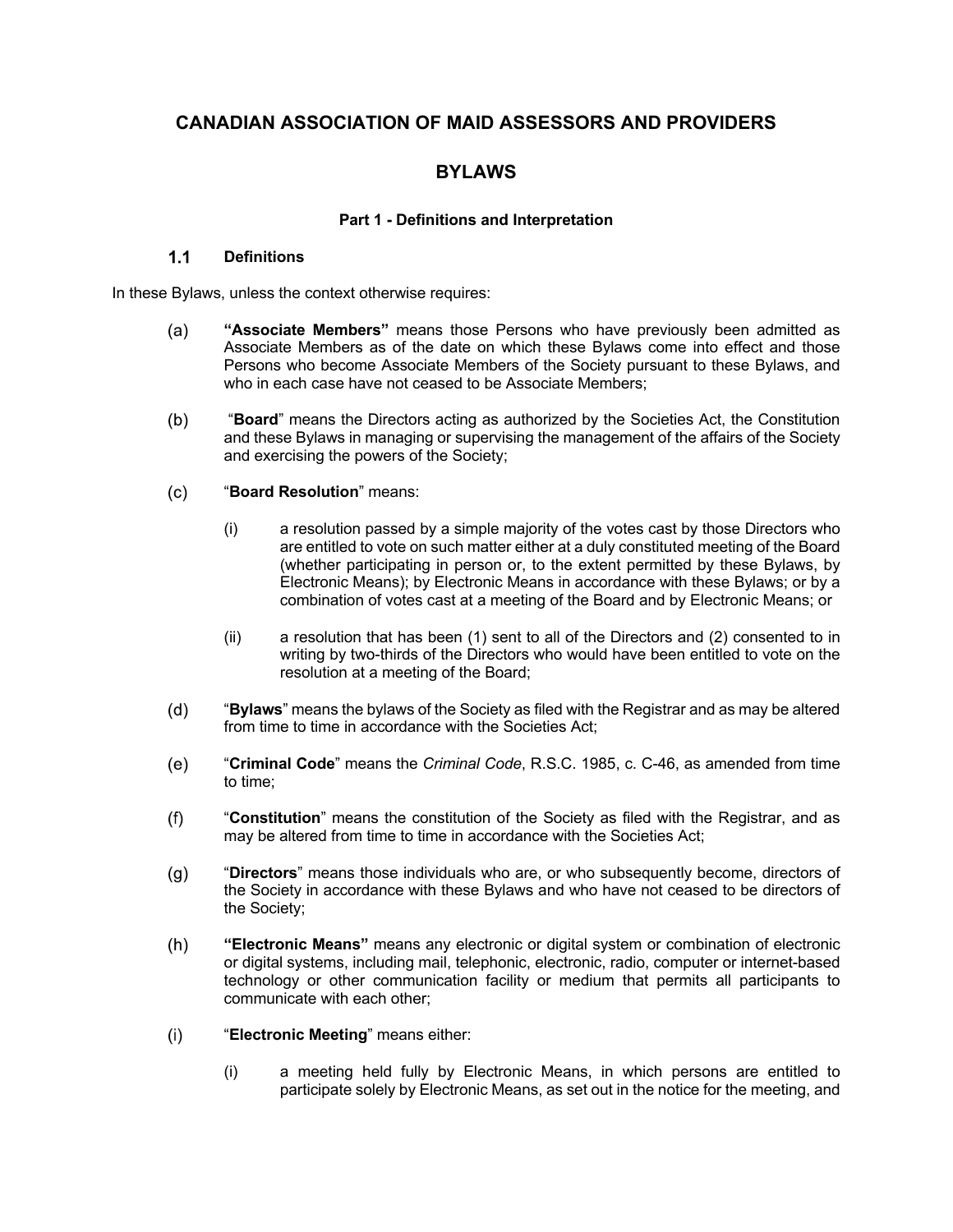# CANADIAN ASSOCIATION OF MAID ASSESSORS AND PROVIDERS

# BYLAWS

### Part 1 - Definitions and Interpretation

#### 1.1 Definitions

In these Bylaws, unless the context otherwise requires:

(a) **"Associate Members"** means those Persons who have previously been admitted as Associate Members as of the date on which these Bylaws come into effect and those Persons who become Associate Members of the Society pursuant to these Bylaws, and who in each case have not ceased to be Associate Members;

(b) "**Board**" means the Directors acting as authorized by the Societies Act, the Constitution and these Bylaws in managing or supervising the management of the affairs of the Society and exercising the powers of the Society;

(c) "**Board Resolution**" means:

(i) a resolution passed by a simple majority of the votes cast by those Directors who are entitled to vote on such matter either at a duly constituted meeting of the Board (whether participating in person or, to the extent permitted by these Bylaws, by Electronic Means); by Electronic Means in accordance with these Bylaws; or by a combination of votes cast at a meeting of the Board and by Electronic Means; or

(ii) a resolution that has been (1) sent to all of the Directors and (2) consented to in writing by two-thirds of the Directors who would have been entitled to vote on the resolution at a meeting of the Board;

(d) "**Bylaws**" means the bylaws of the Society as filed with the Registrar and as may be altered from time to time in accordance with the Societies Act;

(e) "**Criminal Code**" means the *Criminal Code*, R.S.C. 1985, c. C-46, as amended from time to time;

(f) "**Constitution**" means the constitution of the Society as filed with the Registrar, and as may be altered from time to time in accordance with the Societies Act;

(g) "**Directors**" means those individuals who are, or who subsequently become, directors of the Society in accordance with these Bylaws and who have not ceased to be directors of the Society;

(h) **"Electronic Means"** means any electronic or digital system or combination of electronic or digital systems, including mail, telephonic, electronic, radio, computer or internet-based technology or other communication facility or medium that permits all participants to communicate with each other;

(i) "**Electronic Meeting**" means either:

(i) a meeting held fully by Electronic Means, in which persons are entitled to participate solely by Electronic Means, as set out in the notice for the meeting, and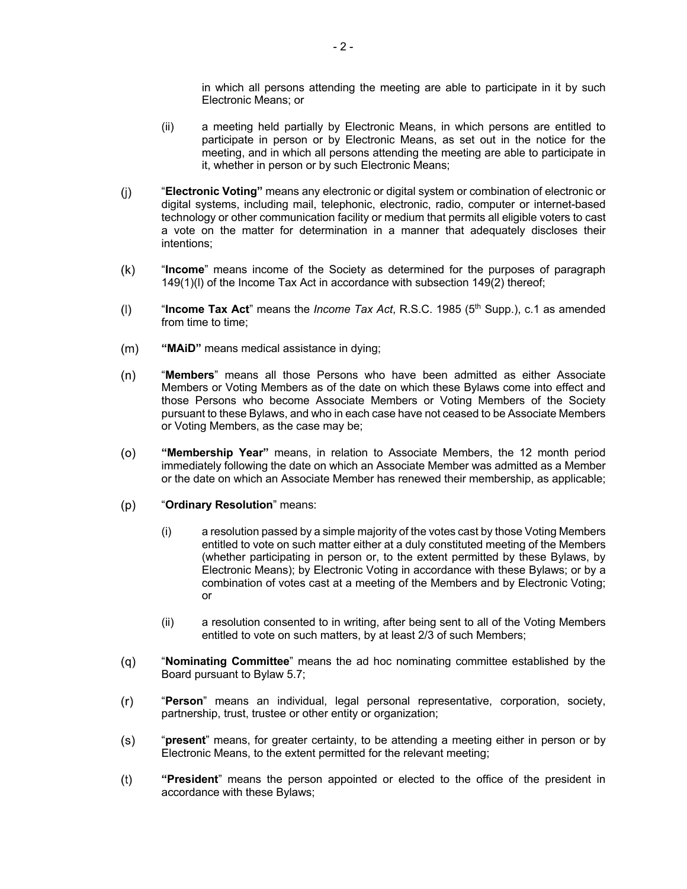in which all persons attending the meeting are able to participate in it by such Electronic Means; or

(ii) a meeting held partially by Electronic Means, in which persons are entitled to participate in person or by Electronic Means, as set out in the notice for the meeting, and in which all persons attending the meeting are able to participate in it, whether in person or by such Electronic Means;

(j) "**Electronic Voting**" means any electronic or digital system or combination of electronic or digital systems, including mail, telephonic, electronic, radio, computer or internet-based technology or other communication facility or medium that permits all eligible voters to cast a vote on the matter for determination in a manner that adequately discloses their intentions;

(k) "**Income**" means income of the Society as determined for the purposes of paragraph 149(1)(l) of the Income Tax Act in accordance with subsection 149(2) thereof;

(l) "**Income Tax Act**" means the *Income Tax Act*, R.S.C. 1985 (5th Supp.), c.1 as amended from time to time;

(m) **"MAiD"** means medical assistance in dying;

(n) "**Members**" means all those Persons who have been admitted as either Associate Members or Voting Members as of the date on which these Bylaws come into effect and those Persons who become Associate Members or Voting Members of the Society pursuant to these Bylaws, and who in each case have not ceased to be Associate Members or Voting Members, as the case may be;

(o) **"Membership Year"** means, in relation to Associate Members, the 12 month period immediately following the date on which an Associate Member was admitted as a Member or the date on which an Associate Member has renewed their membership, as applicable;

(p) "**Ordinary Resolution**" means:

(i) a resolution passed by a simple majority of the votes cast by those Voting Members entitled to vote on such matter either at a duly constituted meeting of the Members (whether participating in person or, to the extent permitted by these Bylaws, by Electronic Means); by Electronic Voting in accordance with these Bylaws; or by a combination of votes cast at a meeting of the Members and by Electronic Voting; or

(ii) a resolution consented to in writing, after being sent to all of the Voting Members entitled to vote on such matters, by at least 2/3 of such Members;

(q) "**Nominating Committee**" means the ad hoc nominating committee established by the Board pursuant to Bylaw 5.7;

(r) "**Person**" means an individual, legal personal representative, corporation, society, partnership, trust, trustee or other entity or organization;

(s) "**present**" means, for greater certainty, to be attending a meeting either in person or by Electronic Means, to the extent permitted for the relevant meeting;

(t) **"President**" means the person appointed or elected to the office of the president in accordance with these Bylaws;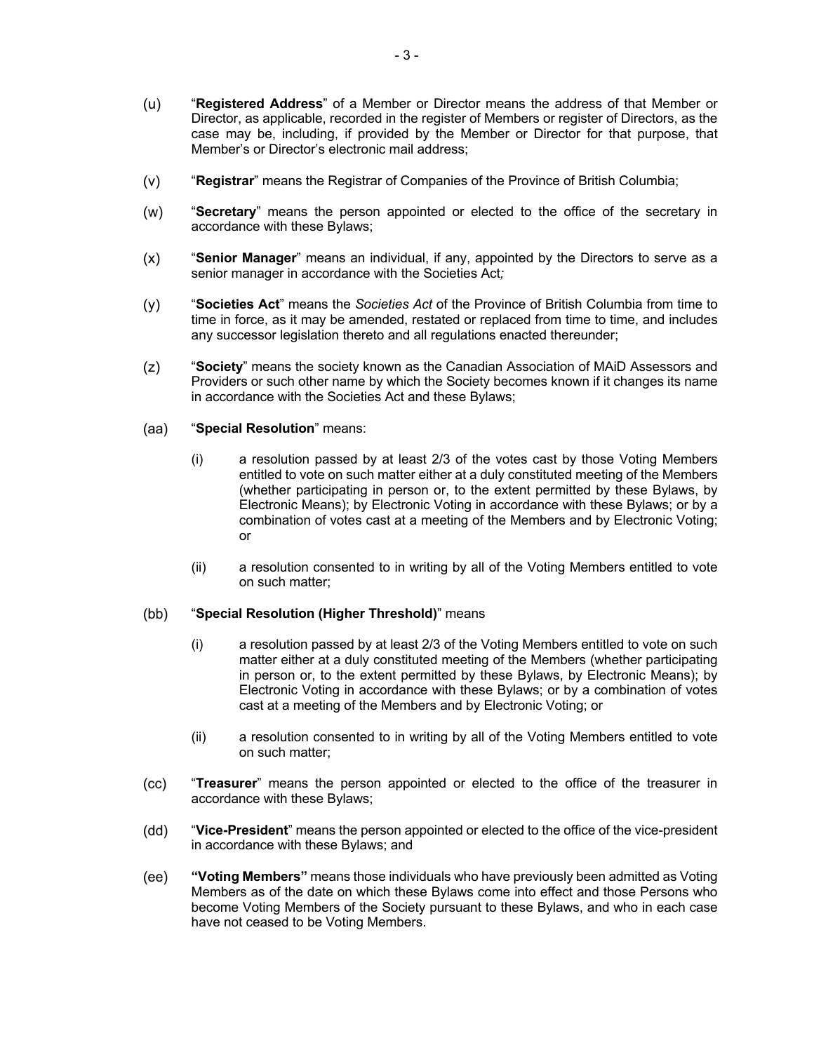(u) "**Registered Address**" of a Member or Director means the address of that Member or Director, as applicable, recorded in the register of Members or register of Directors, as the case may be, including, if provided by the Member or Director for that purpose, that Member's or Director's electronic mail address;

(v) "**Registrar**" means the Registrar of Companies of the Province of British Columbia;

(w) "**Secretary**" means the person appointed or elected to the office of the secretary in accordance with these Bylaws;

(x) "**Senior Manager**" means an individual, if any, appointed by the Directors to serve as a senior manager in accordance with the Societies Act*;*

(y) "**Societies Act**" means the *Societies Act* of the Province of British Columbia from time to time in force, as it may be amended, restated or replaced from time to time, and includes any successor legislation thereto and all regulations enacted thereunder;

(z) "**Society**" means the society known as the Canadian Association of MAiD Assessors and Providers or such other name by which the Society becomes known if it changes its name in accordance with the Societies Act and these Bylaws;

(aa) "**Special Resolution**" means:

   (i) a resolution passed by at least 2/3 of the votes cast by those Voting Members entitled to vote on such matter either at a duly constituted meeting of the Members (whether participating in person or, to the extent permitted by these Bylaws, by Electronic Means); by Electronic Voting in accordance with these Bylaws; or by a combination of votes cast at a meeting of the Members and by Electronic Voting; or

   (ii) a resolution consented to in writing by all of the Voting Members entitled to vote on such matter;

(bb) "**Special Resolution (Higher Threshold)**" means

   (i) a resolution passed by at least 2/3 of the Voting Members entitled to vote on such matter either at a duly constituted meeting of the Members (whether participating in person or, to the extent permitted by these Bylaws, by Electronic Means); by Electronic Voting in accordance with these Bylaws; or by a combination of votes cast at a meeting of the Members and by Electronic Voting; or

   (ii) a resolution consented to in writing by all of the Voting Members entitled to vote on such matter;

(cc) "**Treasurer**" means the person appointed or elected to the office of the treasurer in accordance with these Bylaws;

(dd) "**Vice-President**" means the person appointed or elected to the office of the vice-president in accordance with these Bylaws; and

(ee) **"Voting Members"** means those individuals who have previously been admitted as Voting Members as of the date on which these Bylaws come into effect and those Persons who become Voting Members of the Society pursuant to these Bylaws, and who in each case have not ceased to be Voting Members.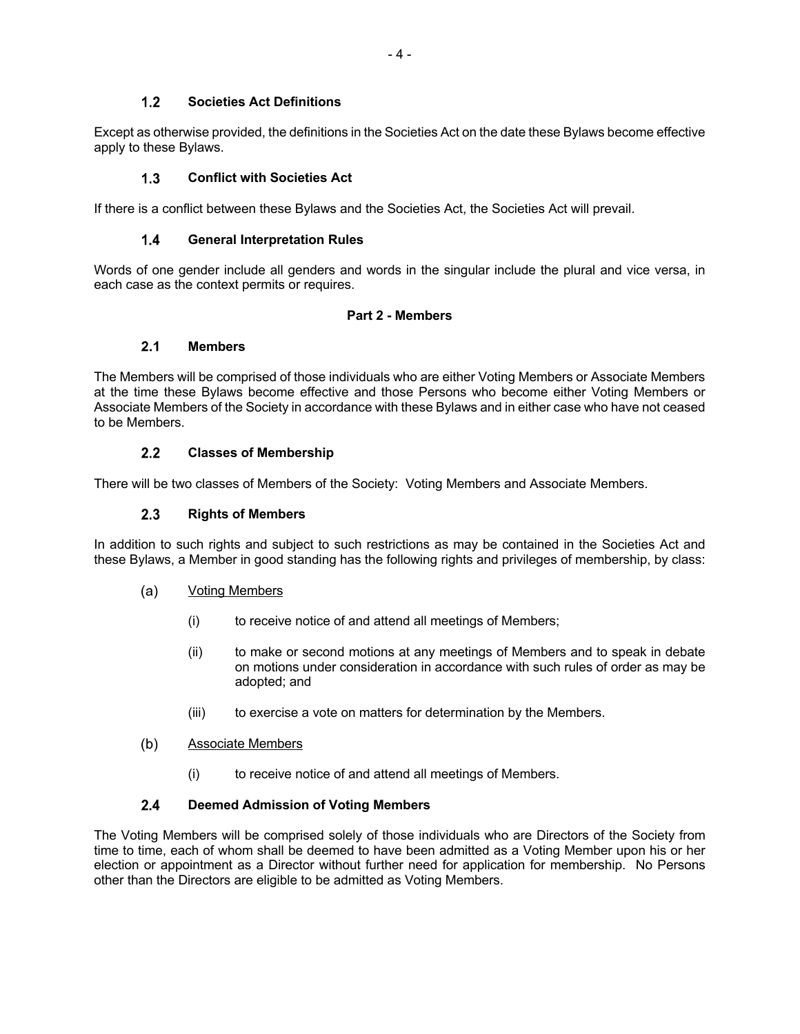### 1.2 Societies Act Definitions

Except as otherwise provided, the definitions in the Societies Act on the date these Bylaws become effective apply to these Bylaws.

### 1.3 Conflict with Societies Act

If there is a conflict between these Bylaws and the Societies Act, the Societies Act will prevail.

### 1.4 General Interpretation Rules

Words of one gender include all genders and words in the singular include the plural and vice versa, in each case as the context permits or requires.

## Part 2 - Members

### 2.1 Members

The Members will be comprised of those individuals who are either Voting Members or Associate Members at the time these Bylaws become effective and those Persons who become either Voting Members or Associate Members of the Society in accordance with these Bylaws and in either case who have not ceased to be Members.

### 2.2 Classes of Membership

There will be two classes of Members of the Society: Voting Members and Associate Members.

### 2.3 Rights of Members

In addition to such rights and subject to such restrictions as may be contained in the Societies Act and these Bylaws, a Member in good standing has the following rights and privileges of membership, by class:

(a) Voting Members

   (i) to receive notice of and attend all meetings of Members;

   (ii) to make or second motions at any meetings of Members and to speak in debate on motions under consideration in accordance with such rules of order as may be adopted; and

   (iii) to exercise a vote on matters for determination by the Members.

(b) Associate Members

   (i) to receive notice of and attend all meetings of Members.

### 2.4 Deemed Admission of Voting Members

The Voting Members will be comprised solely of those individuals who are Directors of the Society from time to time, each of whom shall be deemed to have been admitted as a Voting Member upon his or her election or appointment as a Director without further need for application for membership. No Persons other than the Directors are eligible to be admitted as Voting Members.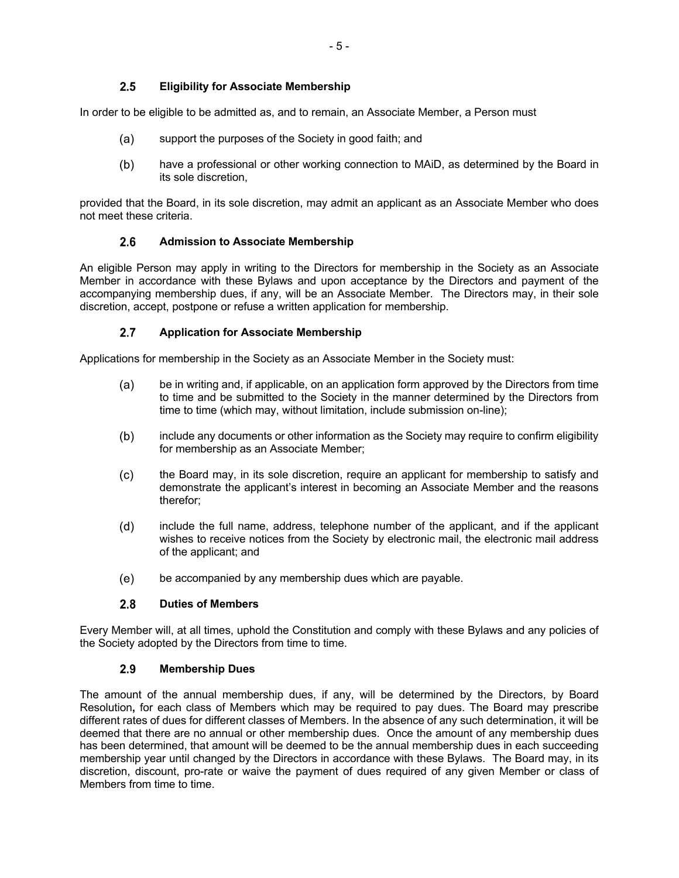### 2.5 Eligibility for Associate Membership

In order to be eligible to be admitted as, and to remain, an Associate Member, a Person must

(a) support the purposes of the Society in good faith; and

(b) have a professional or other working connection to MAiD, as determined by the Board in its sole discretion,

provided that the Board, in its sole discretion, may admit an applicant as an Associate Member who does not meet these criteria.

### 2.6 Admission to Associate Membership

An eligible Person may apply in writing to the Directors for membership in the Society as an Associate Member in accordance with these Bylaws and upon acceptance by the Directors and payment of the accompanying membership dues, if any, will be an Associate Member. The Directors may, in their sole discretion, accept, postpone or refuse a written application for membership.

### 2.7 Application for Associate Membership

Applications for membership in the Society as an Associate Member in the Society must:

(a) be in writing and, if applicable, on an application form approved by the Directors from time to time and be submitted to the Society in the manner determined by the Directors from time to time (which may, without limitation, include submission on-line);

(b) include any documents or other information as the Society may require to confirm eligibility for membership as an Associate Member;

(c) the Board may, in its sole discretion, require an applicant for membership to satisfy and demonstrate the applicant's interest in becoming an Associate Member and the reasons therefor;

(d) include the full name, address, telephone number of the applicant, and if the applicant wishes to receive notices from the Society by electronic mail, the electronic mail address of the applicant; and

(e) be accompanied by any membership dues which are payable.

### 2.8 Duties of Members

Every Member will, at all times, uphold the Constitution and comply with these Bylaws and any policies of the Society adopted by the Directors from time to time.

### 2.9 Membership Dues

The amount of the annual membership dues, if any, will be determined by the Directors, by Board Resolution**,** for each class of Members which may be required to pay dues. The Board may prescribe different rates of dues for different classes of Members. In the absence of any such determination, it will be deemed that there are no annual or other membership dues. Once the amount of any membership dues has been determined, that amount will be deemed to be the annual membership dues in each succeeding membership year until changed by the Directors in accordance with these Bylaws. The Board may, in its discretion, discount, pro-rate or waive the payment of dues required of any given Member or class of Members from time to time.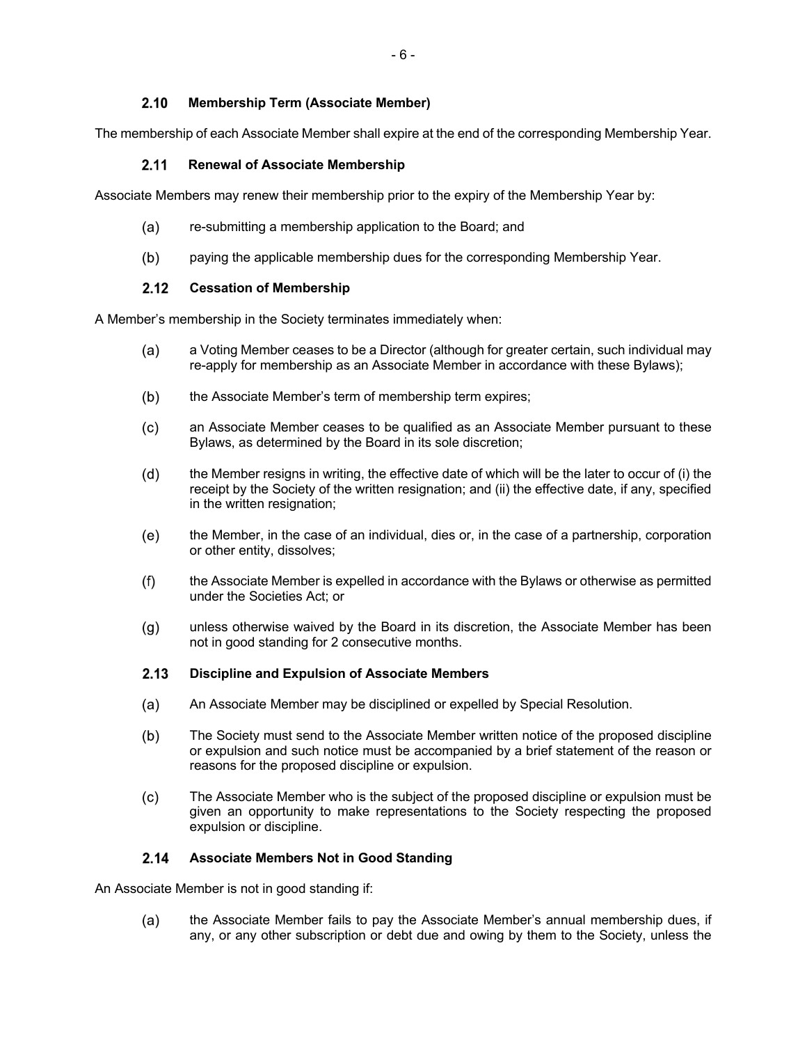### 2.10 Membership Term (Associate Member)

The membership of each Associate Member shall expire at the end of the corresponding Membership Year.

### 2.11 Renewal of Associate Membership

Associate Members may renew their membership prior to the expiry of the Membership Year by:

(a) re-submitting a membership application to the Board; and

(b) paying the applicable membership dues for the corresponding Membership Year.

### 2.12 Cessation of Membership

A Member's membership in the Society terminates immediately when:

(a) a Voting Member ceases to be a Director (although for greater certain, such individual may re-apply for membership as an Associate Member in accordance with these Bylaws);

(b) the Associate Member's term of membership term expires;

(c) an Associate Member ceases to be qualified as an Associate Member pursuant to these Bylaws, as determined by the Board in its sole discretion;

(d) the Member resigns in writing, the effective date of which will be the later to occur of (i) the receipt by the Society of the written resignation; and (ii) the effective date, if any, specified in the written resignation;

(e) the Member, in the case of an individual, dies or, in the case of a partnership, corporation or other entity, dissolves;

(f) the Associate Member is expelled in accordance with the Bylaws or otherwise as permitted under the Societies Act; or

(g) unless otherwise waived by the Board in its discretion, the Associate Member has been not in good standing for 2 consecutive months.

### 2.13 Discipline and Expulsion of Associate Members

(a) An Associate Member may be disciplined or expelled by Special Resolution.

(b) The Society must send to the Associate Member written notice of the proposed discipline or expulsion and such notice must be accompanied by a brief statement of the reason or reasons for the proposed discipline or expulsion.

(c) The Associate Member who is the subject of the proposed discipline or expulsion must be given an opportunity to make representations to the Society respecting the proposed expulsion or discipline.

### 2.14 Associate Members Not in Good Standing

An Associate Member is not in good standing if:

(a) the Associate Member fails to pay the Associate Member's annual membership dues, if any, or any other subscription or debt due and owing by them to the Society, unless the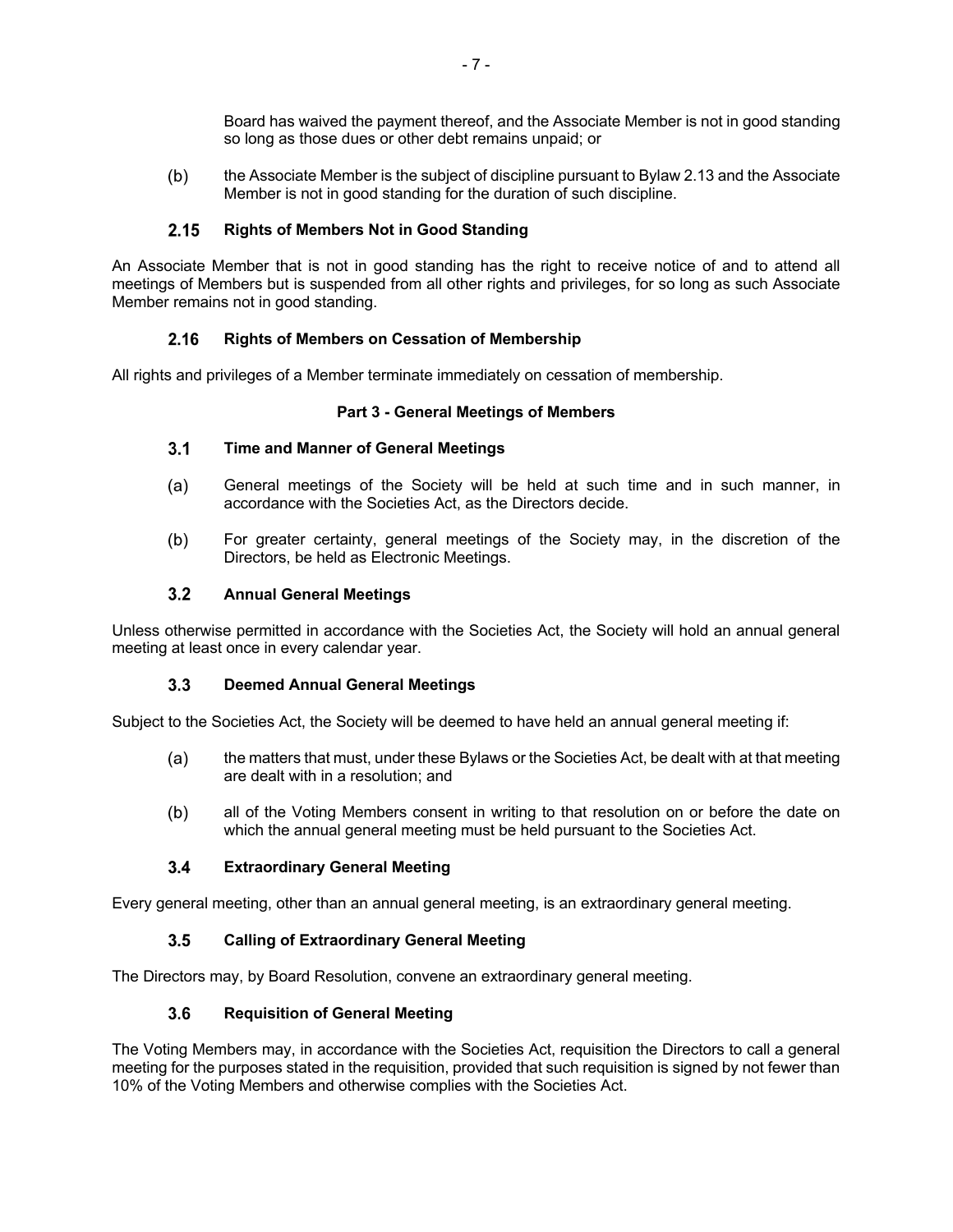Board has waived the payment thereof, and the Associate Member is not in good standing so long as those dues or other debt remains unpaid; or

(b) the Associate Member is the subject of discipline pursuant to Bylaw 2.13 and the Associate Member is not in good standing for the duration of such discipline.

### 2.15 Rights of Members Not in Good Standing

An Associate Member that is not in good standing has the right to receive notice of and to attend all meetings of Members but is suspended from all other rights and privileges, for so long as such Associate Member remains not in good standing.

### 2.16 Rights of Members on Cessation of Membership

All rights and privileges of a Member terminate immediately on cessation of membership.

## Part 3 - General Meetings of Members

### 3.1 Time and Manner of General Meetings

(a) General meetings of the Society will be held at such time and in such manner, in accordance with the Societies Act, as the Directors decide.

(b) For greater certainty, general meetings of the Society may, in the discretion of the Directors, be held as Electronic Meetings.

### 3.2 Annual General Meetings

Unless otherwise permitted in accordance with the Societies Act, the Society will hold an annual general meeting at least once in every calendar year.

### 3.3 Deemed Annual General Meetings

Subject to the Societies Act, the Society will be deemed to have held an annual general meeting if:

(a) the matters that must, under these Bylaws or the Societies Act, be dealt with at that meeting are dealt with in a resolution; and

(b) all of the Voting Members consent in writing to that resolution on or before the date on which the annual general meeting must be held pursuant to the Societies Act.

### 3.4 Extraordinary General Meeting

Every general meeting, other than an annual general meeting, is an extraordinary general meeting.

### 3.5 Calling of Extraordinary General Meeting

The Directors may, by Board Resolution, convene an extraordinary general meeting.

### 3.6 Requisition of General Meeting

The Voting Members may, in accordance with the Societies Act, requisition the Directors to call a general meeting for the purposes stated in the requisition, provided that such requisition is signed by not fewer than 10% of the Voting Members and otherwise complies with the Societies Act.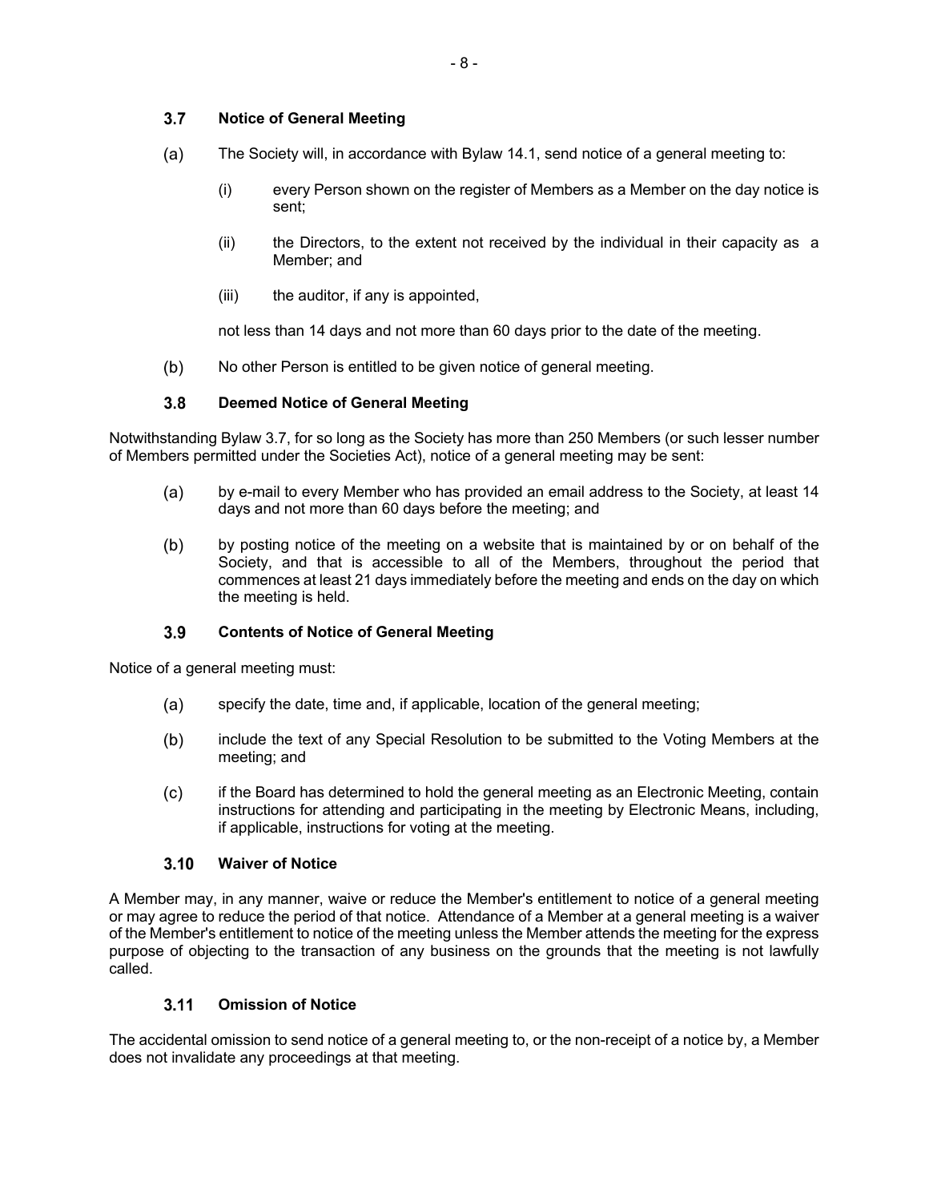### 3.7 Notice of General Meeting

(a) The Society will, in accordance with Bylaw 14.1, send notice of a general meeting to:

   (i) every Person shown on the register of Members as a Member on the day notice is sent;

   (ii) the Directors, to the extent not received by the individual in their capacity as a Member; and

   (iii) the auditor, if any is appointed,

   not less than 14 days and not more than 60 days prior to the date of the meeting.

(b) No other Person is entitled to be given notice of general meeting.

### 3.8 Deemed Notice of General Meeting

Notwithstanding Bylaw 3.7, for so long as the Society has more than 250 Members (or such lesser number of Members permitted under the Societies Act), notice of a general meeting may be sent:

(a) by e-mail to every Member who has provided an email address to the Society, at least 14 days and not more than 60 days before the meeting; and

(b) by posting notice of the meeting on a website that is maintained by or on behalf of the Society, and that is accessible to all of the Members, throughout the period that commences at least 21 days immediately before the meeting and ends on the day on which the meeting is held.

### 3.9 Contents of Notice of General Meeting

Notice of a general meeting must:

(a) specify the date, time and, if applicable, location of the general meeting;

(b) include the text of any Special Resolution to be submitted to the Voting Members at the meeting; and

(c) if the Board has determined to hold the general meeting as an Electronic Meeting, contain instructions for attending and participating in the meeting by Electronic Means, including, if applicable, instructions for voting at the meeting.

### 3.10 Waiver of Notice

A Member may, in any manner, waive or reduce the Member's entitlement to notice of a general meeting or may agree to reduce the period of that notice. Attendance of a Member at a general meeting is a waiver of the Member's entitlement to notice of the meeting unless the Member attends the meeting for the express purpose of objecting to the transaction of any business on the grounds that the meeting is not lawfully called.

### 3.11 Omission of Notice

The accidental omission to send notice of a general meeting to, or the non-receipt of a notice by, a Member does not invalidate any proceedings at that meeting.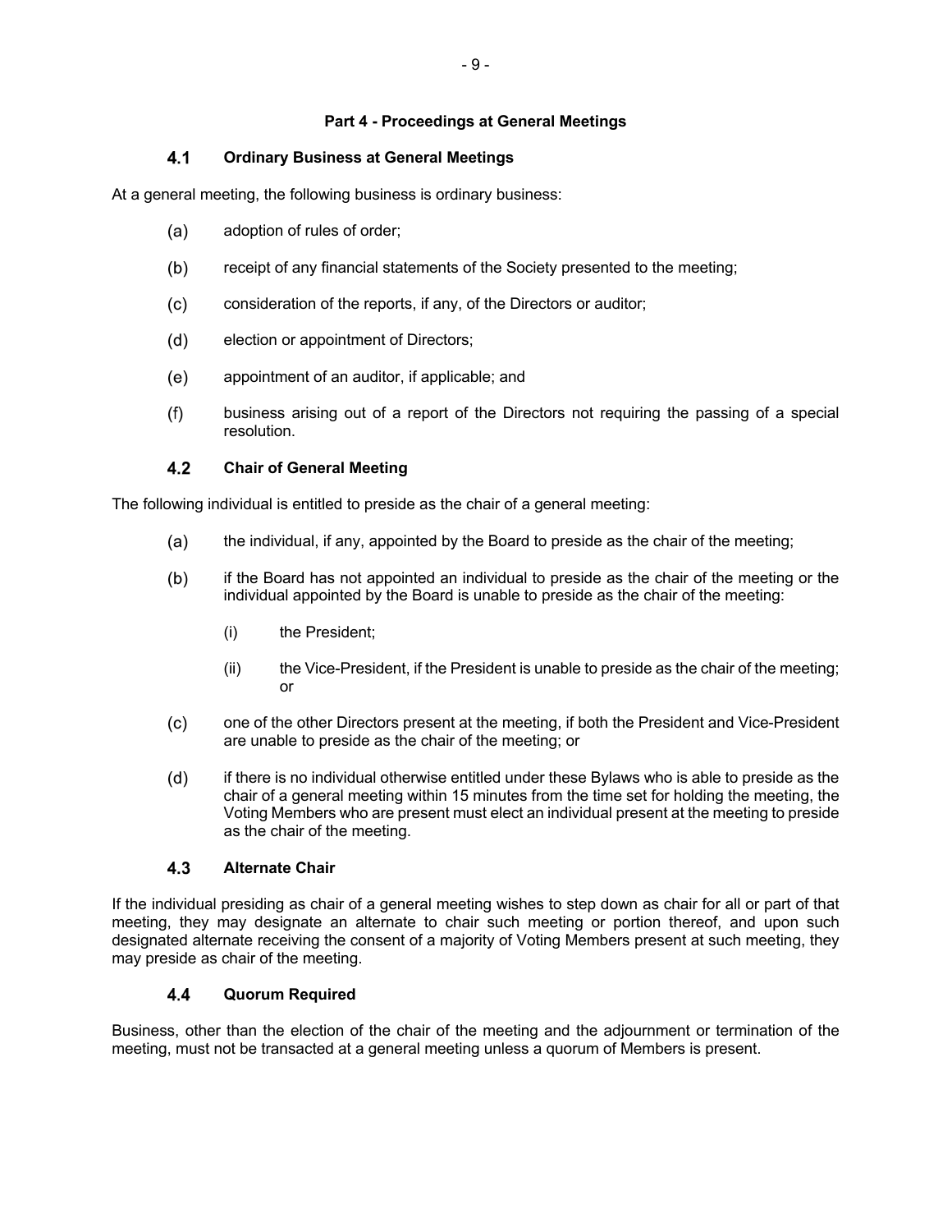## Part 4 - Proceedings at General Meetings

### 4.1 Ordinary Business at General Meetings

At a general meeting, the following business is ordinary business:

(a) adoption of rules of order;

(b) receipt of any financial statements of the Society presented to the meeting;

(c) consideration of the reports, if any, of the Directors or auditor;

(d) election or appointment of Directors;

(e) appointment of an auditor, if applicable; and

(f) business arising out of a report of the Directors not requiring the passing of a special resolution.

### 4.2 Chair of General Meeting

The following individual is entitled to preside as the chair of a general meeting:

(a) the individual, if any, appointed by the Board to preside as the chair of the meeting;

(b) if the Board has not appointed an individual to preside as the chair of the meeting or the individual appointed by the Board is unable to preside as the chair of the meeting:

  (i) the President;

  (ii) the Vice-President, if the President is unable to preside as the chair of the meeting; or

(c) one of the other Directors present at the meeting, if both the President and Vice-President are unable to preside as the chair of the meeting; or

(d) if there is no individual otherwise entitled under these Bylaws who is able to preside as the chair of a general meeting within 15 minutes from the time set for holding the meeting, the Voting Members who are present must elect an individual present at the meeting to preside as the chair of the meeting.

### 4.3 Alternate Chair

If the individual presiding as chair of a general meeting wishes to step down as chair for all or part of that meeting, they may designate an alternate to chair such meeting or portion thereof, and upon such designated alternate receiving the consent of a majority of Voting Members present at such meeting, they may preside as chair of the meeting.

### 4.4 Quorum Required

Business, other than the election of the chair of the meeting and the adjournment or termination of the meeting, must not be transacted at a general meeting unless a quorum of Members is present.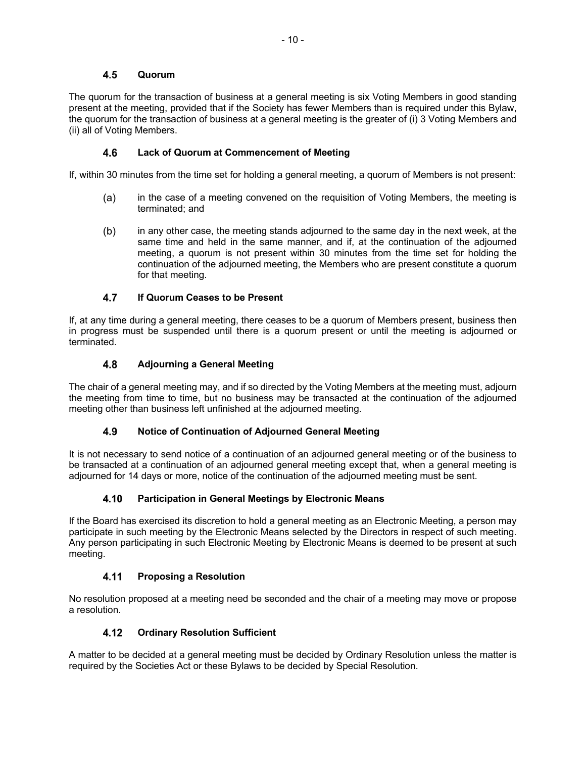### 4.5 Quorum

The quorum for the transaction of business at a general meeting is six Voting Members in good standing present at the meeting, provided that if the Society has fewer Members than is required under this Bylaw, the quorum for the transaction of business at a general meeting is the greater of (i) 3 Voting Members and (ii) all of Voting Members.

### 4.6 Lack of Quorum at Commencement of Meeting

If, within 30 minutes from the time set for holding a general meeting, a quorum of Members is not present:

(a) in the case of a meeting convened on the requisition of Voting Members, the meeting is terminated; and

(b) in any other case, the meeting stands adjourned to the same day in the next week, at the same time and held in the same manner, and if, at the continuation of the adjourned meeting, a quorum is not present within 30 minutes from the time set for holding the continuation of the adjourned meeting, the Members who are present constitute a quorum for that meeting.

### 4.7 If Quorum Ceases to be Present

If, at any time during a general meeting, there ceases to be a quorum of Members present, business then in progress must be suspended until there is a quorum present or until the meeting is adjourned or terminated.

### 4.8 Adjourning a General Meeting

The chair of a general meeting may, and if so directed by the Voting Members at the meeting must, adjourn the meeting from time to time, but no business may be transacted at the continuation of the adjourned meeting other than business left unfinished at the adjourned meeting.

### 4.9 Notice of Continuation of Adjourned General Meeting

It is not necessary to send notice of a continuation of an adjourned general meeting or of the business to be transacted at a continuation of an adjourned general meeting except that, when a general meeting is adjourned for 14 days or more, notice of the continuation of the adjourned meeting must be sent.

### 4.10 Participation in General Meetings by Electronic Means

If the Board has exercised its discretion to hold a general meeting as an Electronic Meeting, a person may participate in such meeting by the Electronic Means selected by the Directors in respect of such meeting. Any person participating in such Electronic Meeting by Electronic Means is deemed to be present at such meeting.

### 4.11 Proposing a Resolution

No resolution proposed at a meeting need be seconded and the chair of a meeting may move or propose a resolution.

### 4.12 Ordinary Resolution Sufficient

A matter to be decided at a general meeting must be decided by Ordinary Resolution unless the matter is required by the Societies Act or these Bylaws to be decided by Special Resolution.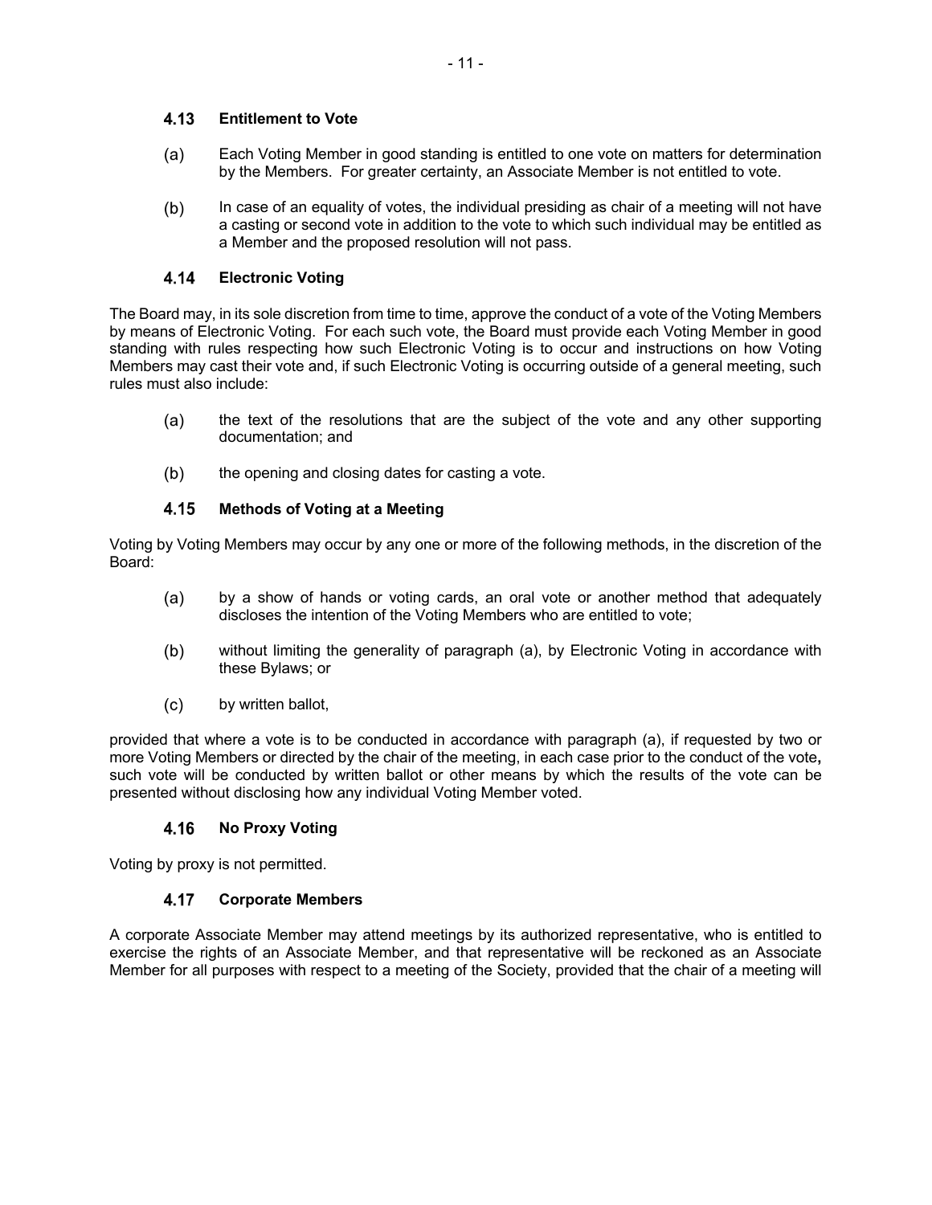### 4.13 Entitlement to Vote

(a) Each Voting Member in good standing is entitled to one vote on matters for determination by the Members. For greater certainty, an Associate Member is not entitled to vote.

(b) In case of an equality of votes, the individual presiding as chair of a meeting will not have a casting or second vote in addition to the vote to which such individual may be entitled as a Member and the proposed resolution will not pass.

### 4.14 Electronic Voting

The Board may, in its sole discretion from time to time, approve the conduct of a vote of the Voting Members by means of Electronic Voting. For each such vote, the Board must provide each Voting Member in good standing with rules respecting how such Electronic Voting is to occur and instructions on how Voting Members may cast their vote and, if such Electronic Voting is occurring outside of a general meeting, such rules must also include:

(a) the text of the resolutions that are the subject of the vote and any other supporting documentation; and

(b) the opening and closing dates for casting a vote.

### 4.15 Methods of Voting at a Meeting

Voting by Voting Members may occur by any one or more of the following methods, in the discretion of the Board:

(a) by a show of hands or voting cards, an oral vote or another method that adequately discloses the intention of the Voting Members who are entitled to vote;

(b) without limiting the generality of paragraph (a), by Electronic Voting in accordance with these Bylaws; or

(c) by written ballot,

provided that where a vote is to be conducted in accordance with paragraph (a), if requested by two or more Voting Members or directed by the chair of the meeting, in each case prior to the conduct of the vote**,** such vote will be conducted by written ballot or other means by which the results of the vote can be presented without disclosing how any individual Voting Member voted.

### 4.16 No Proxy Voting

Voting by proxy is not permitted.

### 4.17 Corporate Members

A corporate Associate Member may attend meetings by its authorized representative, who is entitled to exercise the rights of an Associate Member, and that representative will be reckoned as an Associate Member for all purposes with respect to a meeting of the Society, provided that the chair of a meeting will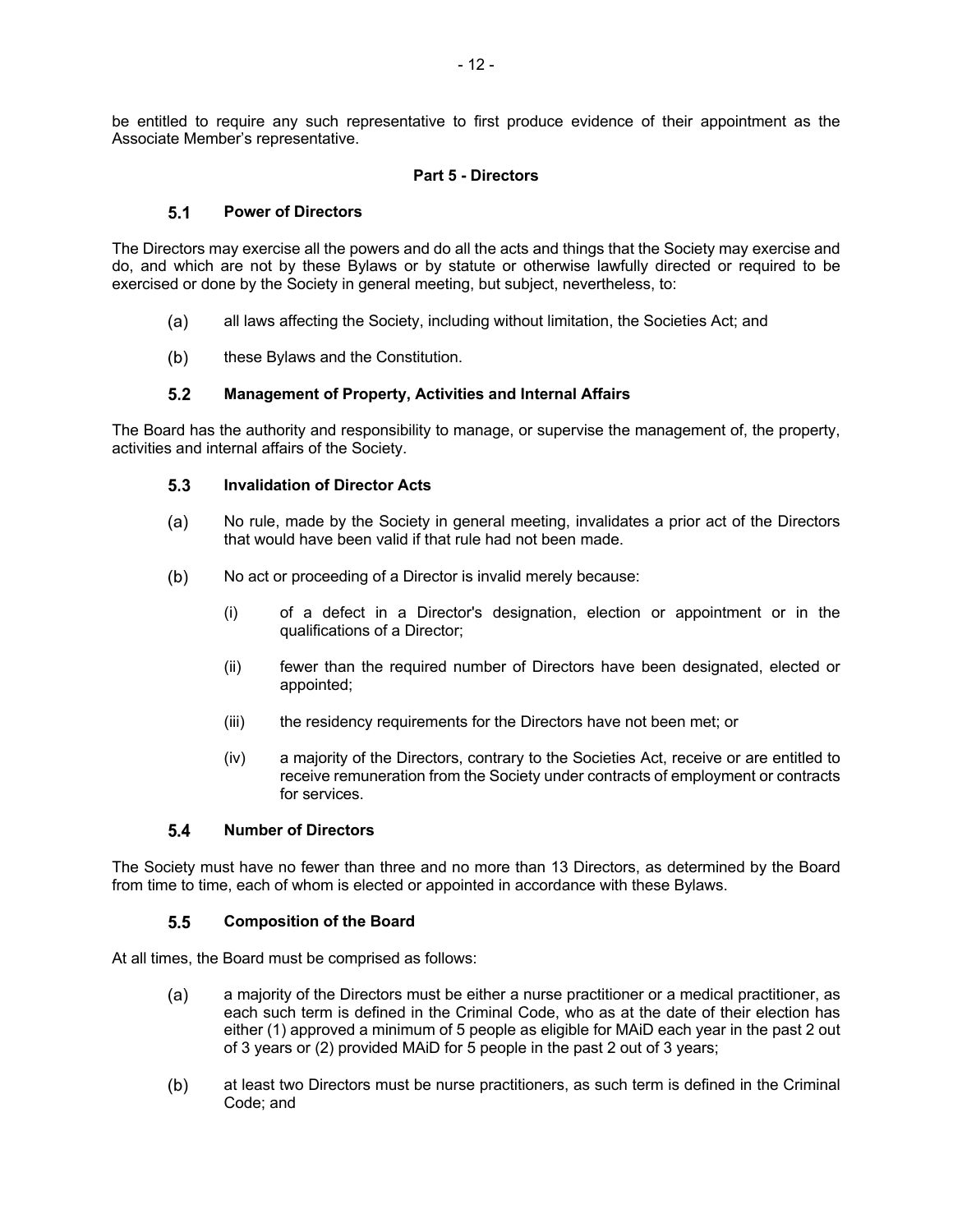be entitled to require any such representative to first produce evidence of their appointment as the Associate Member's representative.

## Part 5 - Directors

### 5.1 Power of Directors

The Directors may exercise all the powers and do all the acts and things that the Society may exercise and do, and which are not by these Bylaws or by statute or otherwise lawfully directed or required to be exercised or done by the Society in general meeting, but subject, nevertheless, to:

(a) all laws affecting the Society, including without limitation, the Societies Act; and

(b) these Bylaws and the Constitution.

### 5.2 Management of Property, Activities and Internal Affairs

The Board has the authority and responsibility to manage, or supervise the management of, the property, activities and internal affairs of the Society.

### 5.3 Invalidation of Director Acts

(a) No rule, made by the Society in general meeting, invalidates a prior act of the Directors that would have been valid if that rule had not been made.

(b) No act or proceeding of a Director is invalid merely because:

  (i) of a defect in a Director's designation, election or appointment or in the qualifications of a Director;

  (ii) fewer than the required number of Directors have been designated, elected or appointed;

  (iii) the residency requirements for the Directors have not been met; or

  (iv) a majority of the Directors, contrary to the Societies Act, receive or are entitled to receive remuneration from the Society under contracts of employment or contracts for services.

### 5.4 Number of Directors

The Society must have no fewer than three and no more than 13 Directors, as determined by the Board from time to time, each of whom is elected or appointed in accordance with these Bylaws.

### 5.5 Composition of the Board

At all times, the Board must be comprised as follows:

(a) a majority of the Directors must be either a nurse practitioner or a medical practitioner, as each such term is defined in the Criminal Code, who as at the date of their election has either (1) approved a minimum of 5 people as eligible for MAiD each year in the past 2 out of 3 years or (2) provided MAiD for 5 people in the past 2 out of 3 years;

(b) at least two Directors must be nurse practitioners, as such term is defined in the Criminal Code; and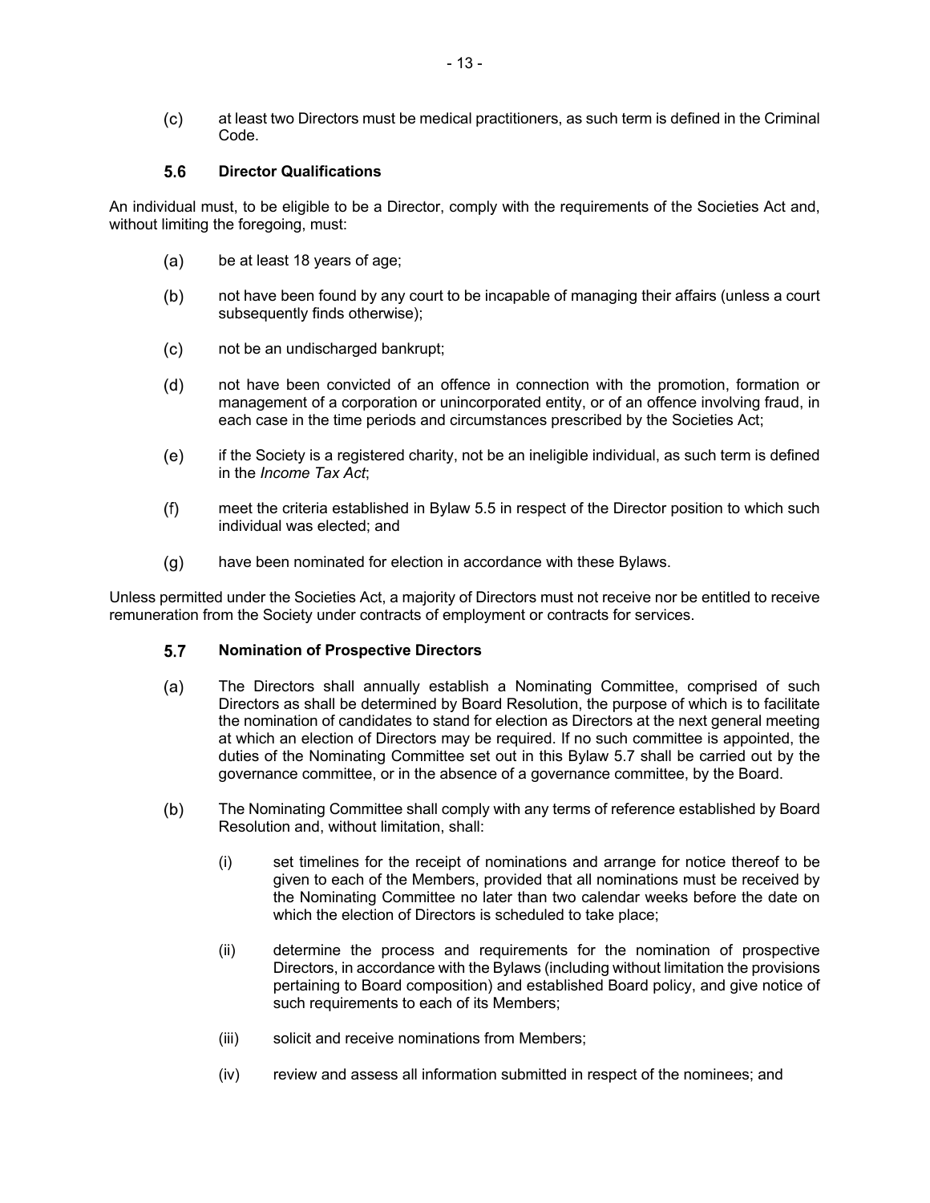(c) at least two Directors must be medical practitioners, as such term is defined in the Criminal Code.

### 5.6 Director Qualifications

An individual must, to be eligible to be a Director, comply with the requirements of the Societies Act and, without limiting the foregoing, must:

(a) be at least 18 years of age;

(b) not have been found by any court to be incapable of managing their affairs (unless a court subsequently finds otherwise);

(c) not be an undischarged bankrupt;

(d) not have been convicted of an offence in connection with the promotion, formation or management of a corporation or unincorporated entity, or of an offence involving fraud, in each case in the time periods and circumstances prescribed by the Societies Act;

(e) if the Society is a registered charity, not be an ineligible individual, as such term is defined in the *Income Tax Act*;

(f) meet the criteria established in Bylaw 5.5 in respect of the Director position to which such individual was elected; and

(g) have been nominated for election in accordance with these Bylaws.

Unless permitted under the Societies Act, a majority of Directors must not receive nor be entitled to receive remuneration from the Society under contracts of employment or contracts for services.

### 5.7 Nomination of Prospective Directors

(a) The Directors shall annually establish a Nominating Committee, comprised of such Directors as shall be determined by Board Resolution, the purpose of which is to facilitate the nomination of candidates to stand for election as Directors at the next general meeting at which an election of Directors may be required. If no such committee is appointed, the duties of the Nominating Committee set out in this Bylaw 5.7 shall be carried out by the governance committee, or in the absence of a governance committee, by the Board.

(b) The Nominating Committee shall comply with any terms of reference established by Board Resolution and, without limitation, shall:

(i) set timelines for the receipt of nominations and arrange for notice thereof to be given to each of the Members, provided that all nominations must be received by the Nominating Committee no later than two calendar weeks before the date on which the election of Directors is scheduled to take place;

(ii) determine the process and requirements for the nomination of prospective Directors, in accordance with the Bylaws (including without limitation the provisions pertaining to Board composition) and established Board policy, and give notice of such requirements to each of its Members;

(iii) solicit and receive nominations from Members;

(iv) review and assess all information submitted in respect of the nominees; and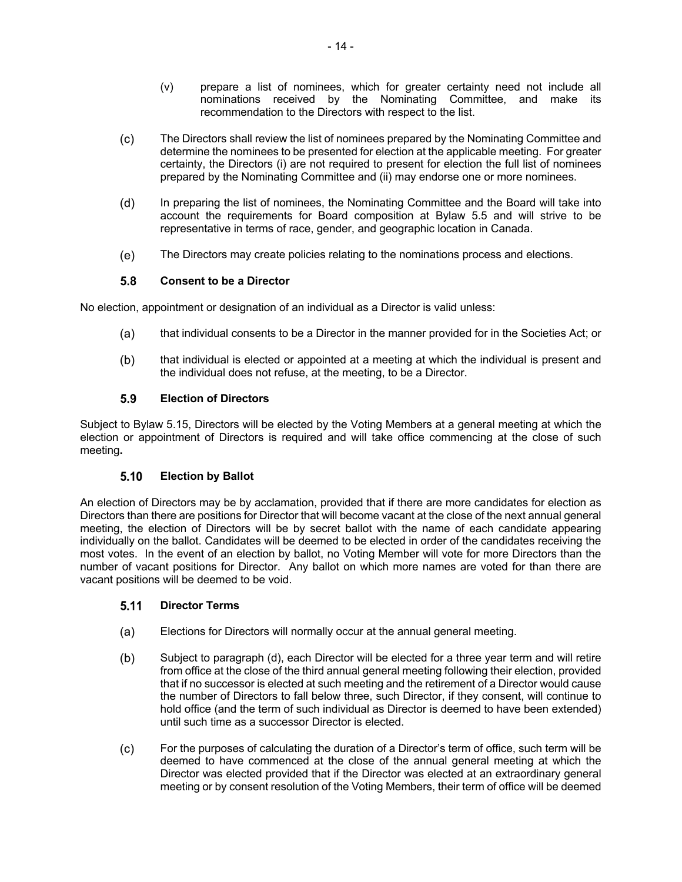(v) prepare a list of nominees, which for greater certainty need not include all nominations received by the Nominating Committee, and make its recommendation to the Directors with respect to the list.

(c) The Directors shall review the list of nominees prepared by the Nominating Committee and determine the nominees to be presented for election at the applicable meeting. For greater certainty, the Directors (i) are not required to present for election the full list of nominees prepared by the Nominating Committee and (ii) may endorse one or more nominees.

(d) In preparing the list of nominees, the Nominating Committee and the Board will take into account the requirements for Board composition at Bylaw 5.5 and will strive to be representative in terms of race, gender, and geographic location in Canada.

(e) The Directors may create policies relating to the nominations process and elections.

### 5.8 Consent to be a Director

No election, appointment or designation of an individual as a Director is valid unless:

(a) that individual consents to be a Director in the manner provided for in the Societies Act; or

(b) that individual is elected or appointed at a meeting at which the individual is present and the individual does not refuse, at the meeting, to be a Director.

### 5.9 Election of Directors

Subject to Bylaw 5.15, Directors will be elected by the Voting Members at a general meeting at which the election or appointment of Directors is required and will take office commencing at the close of such meeting**.**

### 5.10 Election by Ballot

An election of Directors may be by acclamation, provided that if there are more candidates for election as Directors than there are positions for Director that will become vacant at the close of the next annual general meeting, the election of Directors will be by secret ballot with the name of each candidate appearing individually on the ballot. Candidates will be deemed to be elected in order of the candidates receiving the most votes. In the event of an election by ballot, no Voting Member will vote for more Directors than the number of vacant positions for Director. Any ballot on which more names are voted for than there are vacant positions will be deemed to be void.

### 5.11 Director Terms

(a) Elections for Directors will normally occur at the annual general meeting.

(b) Subject to paragraph (d), each Director will be elected for a three year term and will retire from office at the close of the third annual general meeting following their election, provided that if no successor is elected at such meeting and the retirement of a Director would cause the number of Directors to fall below three, such Director, if they consent, will continue to hold office (and the term of such individual as Director is deemed to have been extended) until such time as a successor Director is elected.

(c) For the purposes of calculating the duration of a Director's term of office, such term will be deemed to have commenced at the close of the annual general meeting at which the Director was elected provided that if the Director was elected at an extraordinary general meeting or by consent resolution of the Voting Members, their term of office will be deemed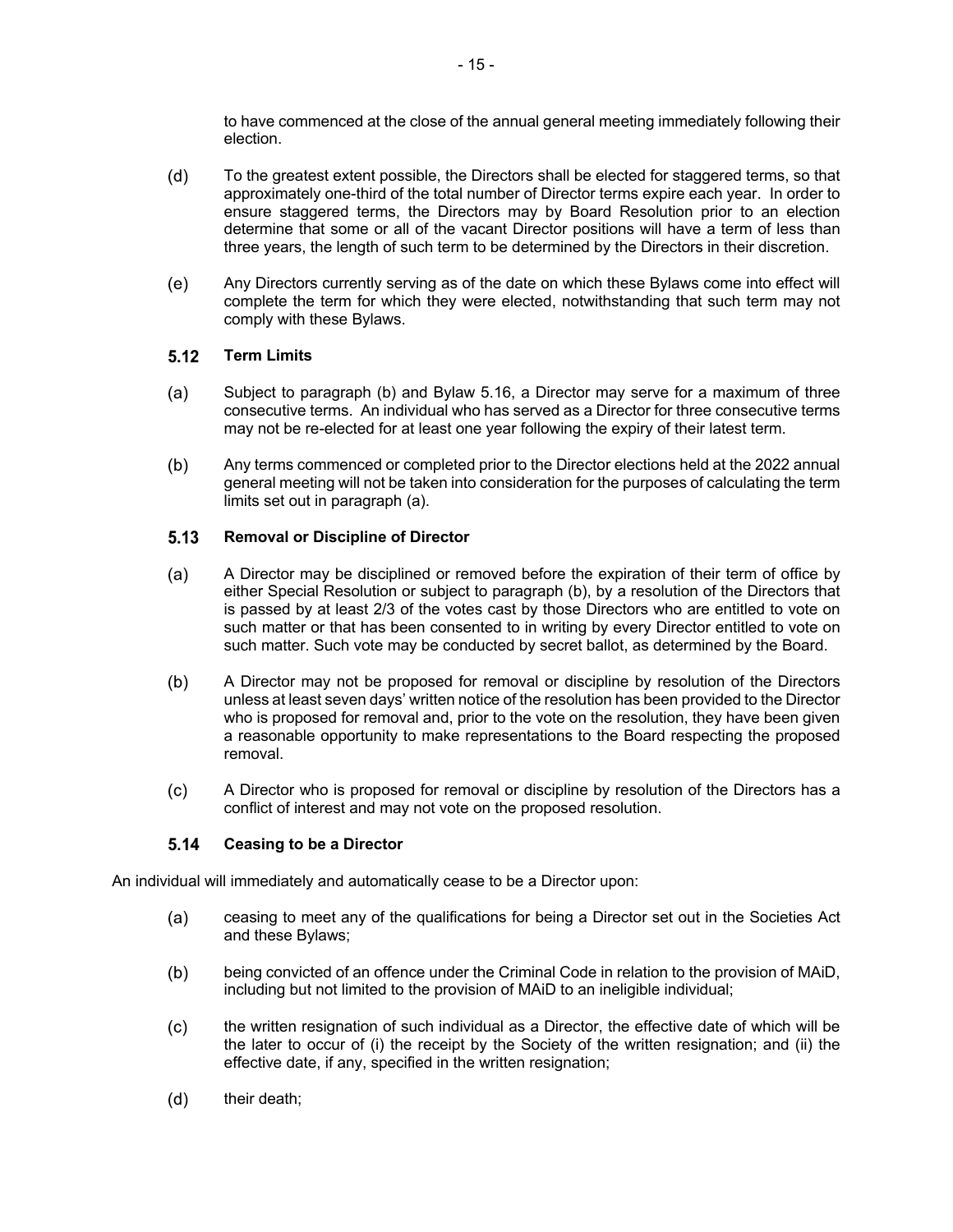to have commenced at the close of the annual general meeting immediately following their election.

(d) To the greatest extent possible, the Directors shall be elected for staggered terms, so that approximately one-third of the total number of Director terms expire each year. In order to ensure staggered terms, the Directors may by Board Resolution prior to an election determine that some or all of the vacant Director positions will have a term of less than three years, the length of such term to be determined by the Directors in their discretion.

(e) Any Directors currently serving as of the date on which these Bylaws come into effect will complete the term for which they were elected, notwithstanding that such term may not comply with these Bylaws.

### 5.12 Term Limits

(a) Subject to paragraph (b) and Bylaw 5.16, a Director may serve for a maximum of three consecutive terms. An individual who has served as a Director for three consecutive terms may not be re-elected for at least one year following the expiry of their latest term.

(b) Any terms commenced or completed prior to the Director elections held at the 2022 annual general meeting will not be taken into consideration for the purposes of calculating the term limits set out in paragraph (a).

### 5.13 Removal or Discipline of Director

(a) A Director may be disciplined or removed before the expiration of their term of office by either Special Resolution or subject to paragraph (b), by a resolution of the Directors that is passed by at least 2/3 of the votes cast by those Directors who are entitled to vote on such matter or that has been consented to in writing by every Director entitled to vote on such matter. Such vote may be conducted by secret ballot, as determined by the Board.

(b) A Director may not be proposed for removal or discipline by resolution of the Directors unless at least seven days' written notice of the resolution has been provided to the Director who is proposed for removal and, prior to the vote on the resolution, they have been given a reasonable opportunity to make representations to the Board respecting the proposed removal.

(c) A Director who is proposed for removal or discipline by resolution of the Directors has a conflict of interest and may not vote on the proposed resolution.

### 5.14 Ceasing to be a Director

An individual will immediately and automatically cease to be a Director upon:

(a) ceasing to meet any of the qualifications for being a Director set out in the Societies Act and these Bylaws;

(b) being convicted of an offence under the Criminal Code in relation to the provision of MAiD, including but not limited to the provision of MAiD to an ineligible individual;

(c) the written resignation of such individual as a Director, the effective date of which will be the later to occur of (i) the receipt by the Society of the written resignation; and (ii) the effective date, if any, specified in the written resignation;

(d) their death;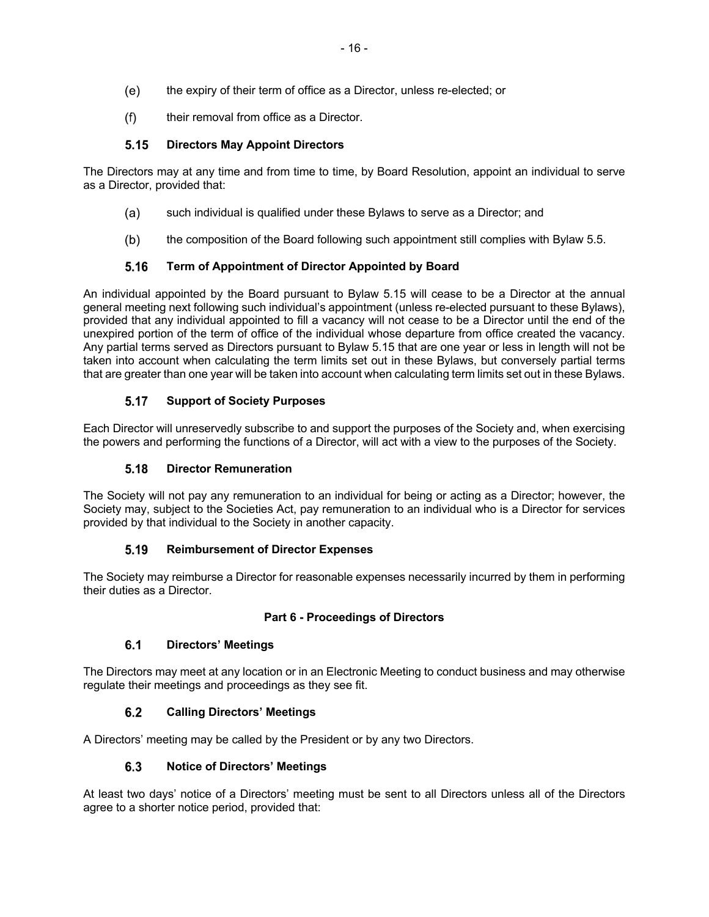(e) the expiry of their term of office as a Director, unless re-elected; or

(f) their removal from office as a Director.

### 5.15 Directors May Appoint Directors

The Directors may at any time and from time to time, by Board Resolution, appoint an individual to serve as a Director, provided that:

(a) such individual is qualified under these Bylaws to serve as a Director; and

(b) the composition of the Board following such appointment still complies with Bylaw 5.5.

### 5.16 Term of Appointment of Director Appointed by Board

An individual appointed by the Board pursuant to Bylaw 5.15 will cease to be a Director at the annual general meeting next following such individual's appointment (unless re-elected pursuant to these Bylaws), provided that any individual appointed to fill a vacancy will not cease to be a Director until the end of the unexpired portion of the term of office of the individual whose departure from office created the vacancy. Any partial terms served as Directors pursuant to Bylaw 5.15 that are one year or less in length will not be taken into account when calculating the term limits set out in these Bylaws, but conversely partial terms that are greater than one year will be taken into account when calculating term limits set out in these Bylaws.

### 5.17 Support of Society Purposes

Each Director will unreservedly subscribe to and support the purposes of the Society and, when exercising the powers and performing the functions of a Director, will act with a view to the purposes of the Society.

### 5.18 Director Remuneration

The Society will not pay any remuneration to an individual for being or acting as a Director; however, the Society may, subject to the Societies Act, pay remuneration to an individual who is a Director for services provided by that individual to the Society in another capacity.

### 5.19 Reimbursement of Director Expenses

The Society may reimburse a Director for reasonable expenses necessarily incurred by them in performing their duties as a Director.

## Part 6 - Proceedings of Directors

### 6.1 Directors' Meetings

The Directors may meet at any location or in an Electronic Meeting to conduct business and may otherwise regulate their meetings and proceedings as they see fit.

### 6.2 Calling Directors' Meetings

A Directors' meeting may be called by the President or by any two Directors.

### 6.3 Notice of Directors' Meetings

At least two days' notice of a Directors' meeting must be sent to all Directors unless all of the Directors agree to a shorter notice period, provided that: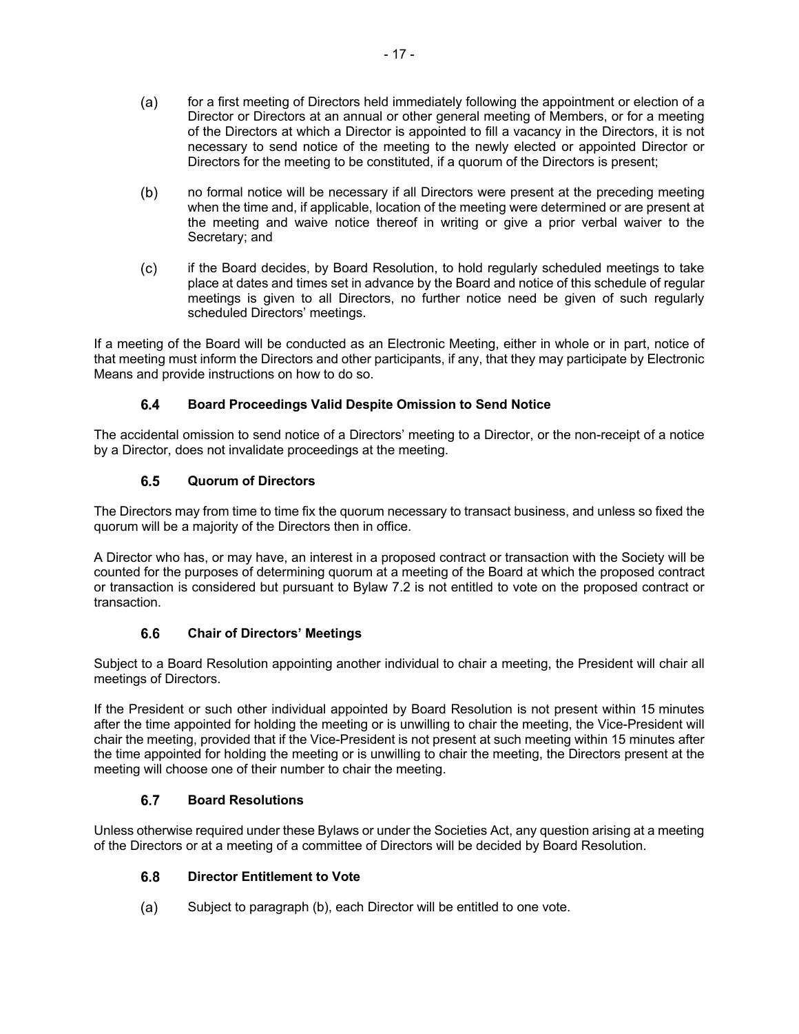(a) for a first meeting of Directors held immediately following the appointment or election of a Director or Directors at an annual or other general meeting of Members, or for a meeting of the Directors at which a Director is appointed to fill a vacancy in the Directors, it is not necessary to send notice of the meeting to the newly elected or appointed Director or Directors for the meeting to be constituted, if a quorum of the Directors is present;

(b) no formal notice will be necessary if all Directors were present at the preceding meeting when the time and, if applicable, location of the meeting were determined or are present at the meeting and waive notice thereof in writing or give a prior verbal waiver to the Secretary; and

(c) if the Board decides, by Board Resolution, to hold regularly scheduled meetings to take place at dates and times set in advance by the Board and notice of this schedule of regular meetings is given to all Directors, no further notice need be given of such regularly scheduled Directors' meetings.

If a meeting of the Board will be conducted as an Electronic Meeting, either in whole or in part, notice of that meeting must inform the Directors and other participants, if any, that they may participate by Electronic Means and provide instructions on how to do so.

### 6.4 Board Proceedings Valid Despite Omission to Send Notice

The accidental omission to send notice of a Directors' meeting to a Director, or the non-receipt of a notice by a Director, does not invalidate proceedings at the meeting.

### 6.5 Quorum of Directors

The Directors may from time to time fix the quorum necessary to transact business, and unless so fixed the quorum will be a majority of the Directors then in office.

A Director who has, or may have, an interest in a proposed contract or transaction with the Society will be counted for the purposes of determining quorum at a meeting of the Board at which the proposed contract or transaction is considered but pursuant to Bylaw 7.2 is not entitled to vote on the proposed contract or transaction.

### 6.6 Chair of Directors' Meetings

Subject to a Board Resolution appointing another individual to chair a meeting, the President will chair all meetings of Directors.

If the President or such other individual appointed by Board Resolution is not present within 15 minutes after the time appointed for holding the meeting or is unwilling to chair the meeting, the Vice-President will chair the meeting, provided that if the Vice-President is not present at such meeting within 15 minutes after the time appointed for holding the meeting or is unwilling to chair the meeting, the Directors present at the meeting will choose one of their number to chair the meeting.

### 6.7 Board Resolutions

Unless otherwise required under these Bylaws or under the Societies Act, any question arising at a meeting of the Directors or at a meeting of a committee of Directors will be decided by Board Resolution.

### 6.8 Director Entitlement to Vote

(a) Subject to paragraph (b), each Director will be entitled to one vote.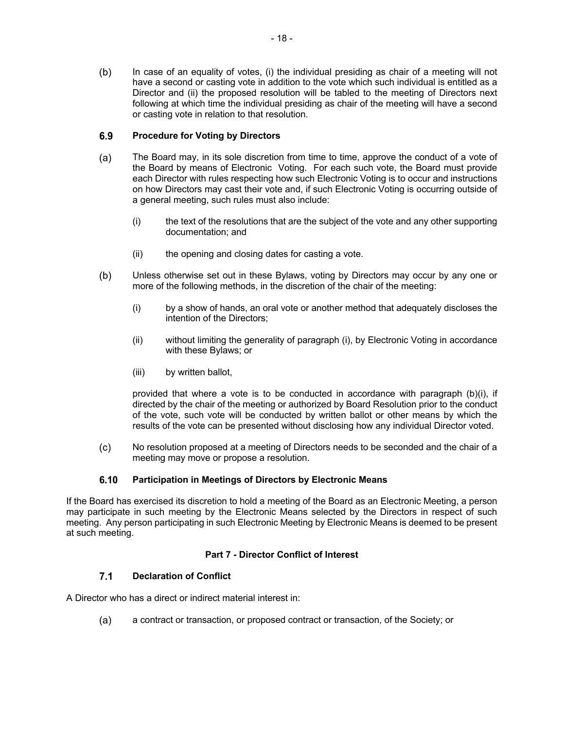(b) In case of an equality of votes, (i) the individual presiding as chair of a meeting will not have a second or casting vote in addition to the vote which such individual is entitled as a Director and (ii) the proposed resolution will be tabled to the meeting of Directors next following at which time the individual presiding as chair of the meeting will have a second or casting vote in relation to that resolution.

### 6.9 Procedure for Voting by Directors

(a) The Board may, in its sole discretion from time to time, approve the conduct of a vote of the Board by means of Electronic Voting. For each such vote, the Board must provide each Director with rules respecting how such Electronic Voting is to occur and instructions on how Directors may cast their vote and, if such Electronic Voting is occurring outside of a general meeting, such rules must also include:

(i) the text of the resolutions that are the subject of the vote and any other supporting documentation; and

(ii) the opening and closing dates for casting a vote.

(b) Unless otherwise set out in these Bylaws, voting by Directors may occur by any one or more of the following methods, in the discretion of the chair of the meeting:

(i) by a show of hands, an oral vote or another method that adequately discloses the intention of the Directors;

(ii) without limiting the generality of paragraph (i), by Electronic Voting in accordance with these Bylaws; or

(iii) by written ballot,

provided that where a vote is to be conducted in accordance with paragraph (b)(i), if directed by the chair of the meeting or authorized by Board Resolution prior to the conduct of the vote, such vote will be conducted by written ballot or other means by which the results of the vote can be presented without disclosing how any individual Director voted.

(c) No resolution proposed at a meeting of Directors needs to be seconded and the chair of a meeting may move or propose a resolution.

### 6.10 Participation in Meetings of Directors by Electronic Means

If the Board has exercised its discretion to hold a meeting of the Board as an Electronic Meeting, a person may participate in such meeting by the Electronic Means selected by the Directors in respect of such meeting. Any person participating in such Electronic Meeting by Electronic Means is deemed to be present at such meeting.

## Part 7 - Director Conflict of Interest

### 7.1 Declaration of Conflict

A Director who has a direct or indirect material interest in:

(a) a contract or transaction, or proposed contract or transaction, of the Society; or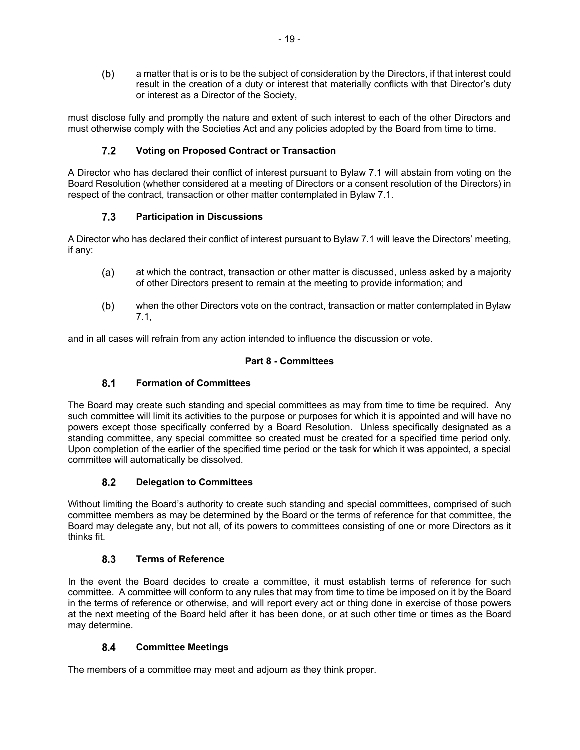(b) a matter that is or is to be the subject of consideration by the Directors, if that interest could result in the creation of a duty or interest that materially conflicts with that Director's duty or interest as a Director of the Society,

must disclose fully and promptly the nature and extent of such interest to each of the other Directors and must otherwise comply with the Societies Act and any policies adopted by the Board from time to time.

### 7.2 Voting on Proposed Contract or Transaction

A Director who has declared their conflict of interest pursuant to Bylaw 7.1 will abstain from voting on the Board Resolution (whether considered at a meeting of Directors or a consent resolution of the Directors) in respect of the contract, transaction or other matter contemplated in Bylaw 7.1.

### 7.3 Participation in Discussions

A Director who has declared their conflict of interest pursuant to Bylaw 7.1 will leave the Directors' meeting, if any:

(a) at which the contract, transaction or other matter is discussed, unless asked by a majority of other Directors present to remain at the meeting to provide information; and

(b) when the other Directors vote on the contract, transaction or matter contemplated in Bylaw 7.1,

and in all cases will refrain from any action intended to influence the discussion or vote.

## Part 8 - Committees

### 8.1 Formation of Committees

The Board may create such standing and special committees as may from time to time be required. Any such committee will limit its activities to the purpose or purposes for which it is appointed and will have no powers except those specifically conferred by a Board Resolution. Unless specifically designated as a standing committee, any special committee so created must be created for a specified time period only. Upon completion of the earlier of the specified time period or the task for which it was appointed, a special committee will automatically be dissolved.

### 8.2 Delegation to Committees

Without limiting the Board's authority to create such standing and special committees, comprised of such committee members as may be determined by the Board or the terms of reference for that committee, the Board may delegate any, but not all, of its powers to committees consisting of one or more Directors as it thinks fit.

### 8.3 Terms of Reference

In the event the Board decides to create a committee, it must establish terms of reference for such committee. A committee will conform to any rules that may from time to time be imposed on it by the Board in the terms of reference or otherwise, and will report every act or thing done in exercise of those powers at the next meeting of the Board held after it has been done, or at such other time or times as the Board may determine.

### 8.4 Committee Meetings

The members of a committee may meet and adjourn as they think proper.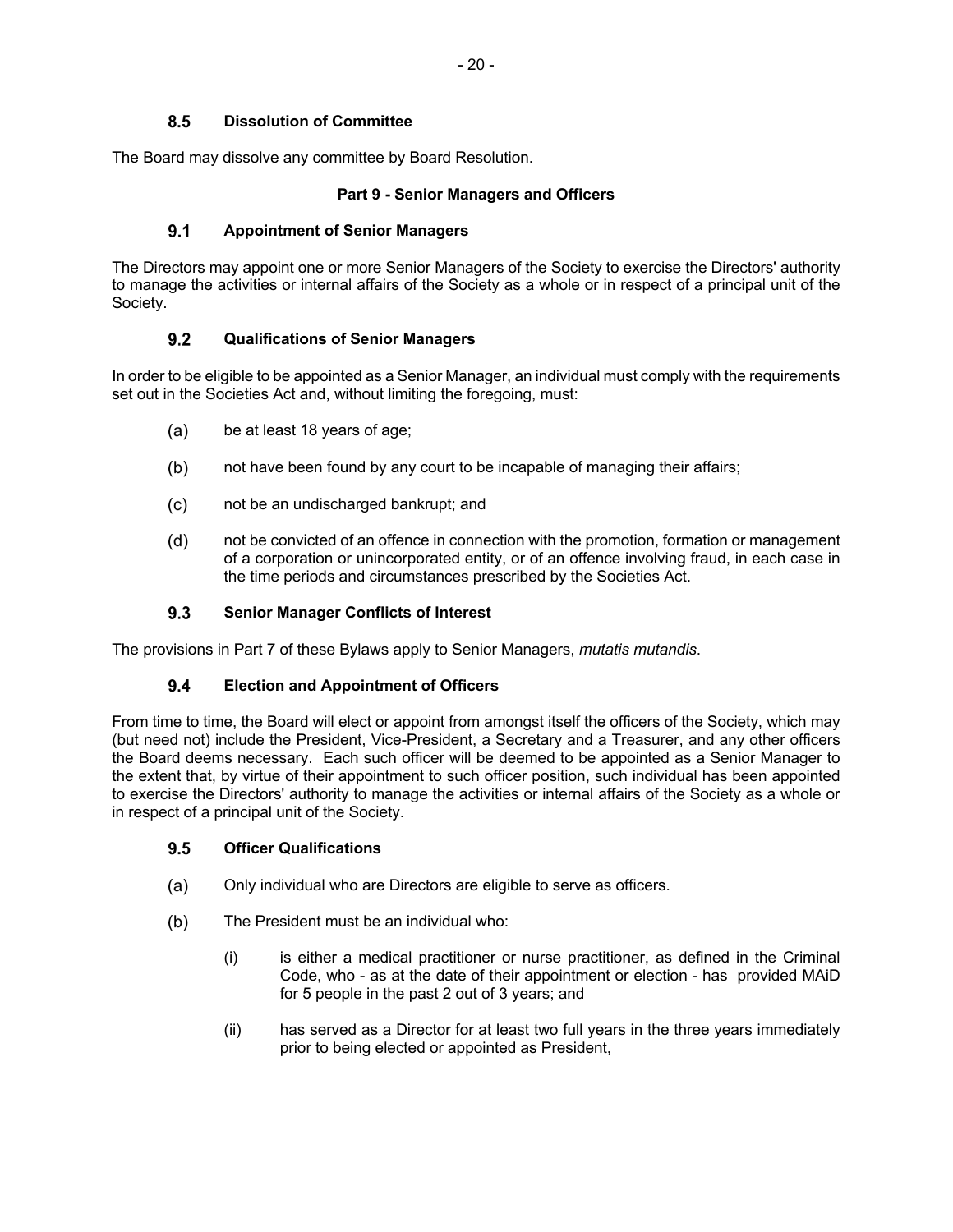### 8.5 Dissolution of Committee

The Board may dissolve any committee by Board Resolution.

## Part 9 - Senior Managers and Officers

### 9.1 Appointment of Senior Managers

The Directors may appoint one or more Senior Managers of the Society to exercise the Directors' authority to manage the activities or internal affairs of the Society as a whole or in respect of a principal unit of the Society.

### 9.2 Qualifications of Senior Managers

In order to be eligible to be appointed as a Senior Manager, an individual must comply with the requirements set out in the Societies Act and, without limiting the foregoing, must:

(a) be at least 18 years of age;

(b) not have been found by any court to be incapable of managing their affairs;

(c) not be an undischarged bankrupt; and

(d) not be convicted of an offence in connection with the promotion, formation or management of a corporation or unincorporated entity, or of an offence involving fraud, in each case in the time periods and circumstances prescribed by the Societies Act.

### 9.3 Senior Manager Conflicts of Interest

The provisions in Part 7 of these Bylaws apply to Senior Managers, *mutatis mutandis*.

### 9.4 Election and Appointment of Officers

From time to time, the Board will elect or appoint from amongst itself the officers of the Society, which may (but need not) include the President, Vice-President, a Secretary and a Treasurer, and any other officers the Board deems necessary. Each such officer will be deemed to be appointed as a Senior Manager to the extent that, by virtue of their appointment to such officer position, such individual has been appointed to exercise the Directors' authority to manage the activities or internal affairs of the Society as a whole or in respect of a principal unit of the Society.

### 9.5 Officer Qualifications

(a) Only individual who are Directors are eligible to serve as officers.

(b) The President must be an individual who:

  (i) is either a medical practitioner or nurse practitioner, as defined in the Criminal Code, who - as at the date of their appointment or election - has provided MAiD for 5 people in the past 2 out of 3 years; and

  (ii) has served as a Director for at least two full years in the three years immediately prior to being elected or appointed as President,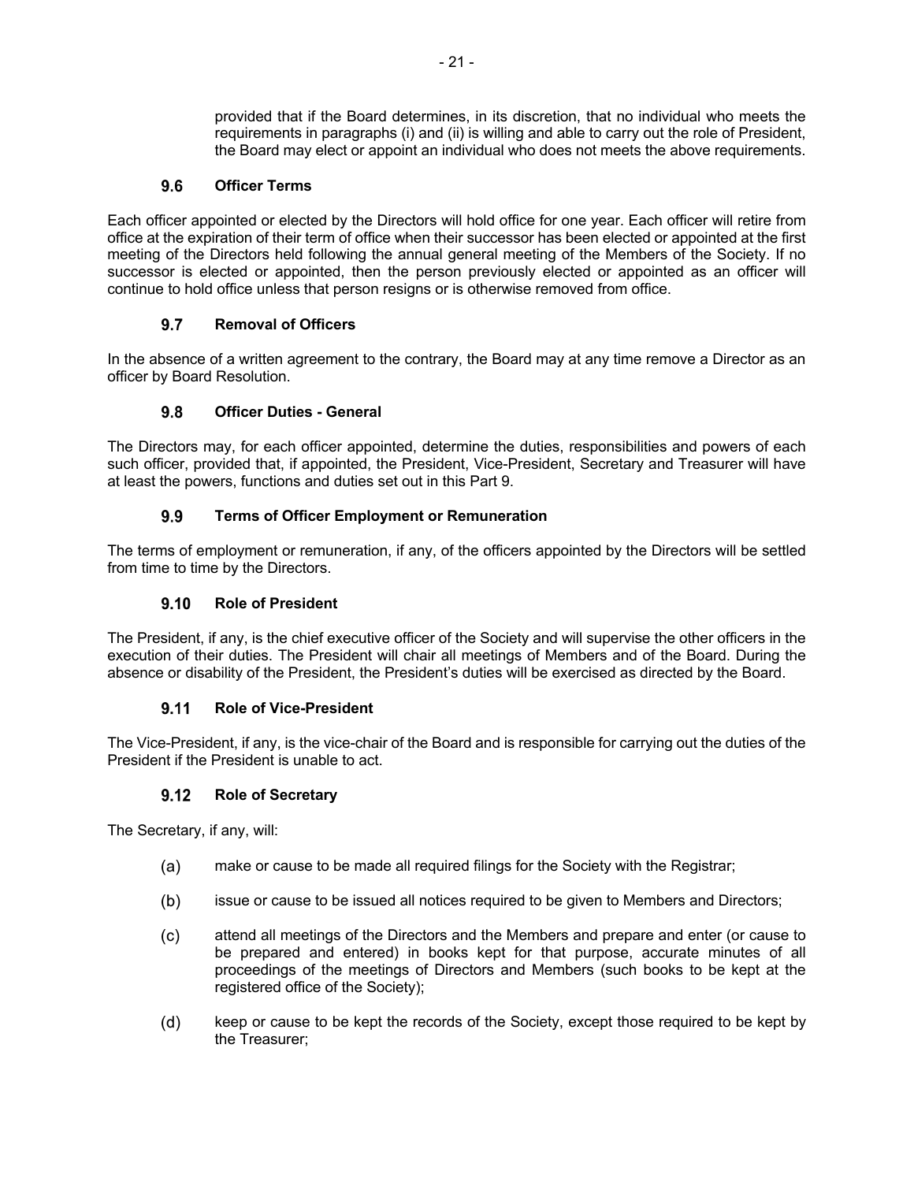provided that if the Board determines, in its discretion, that no individual who meets the requirements in paragraphs (i) and (ii) is willing and able to carry out the role of President, the Board may elect or appoint an individual who does not meets the above requirements.

### 9.6 Officer Terms

Each officer appointed or elected by the Directors will hold office for one year. Each officer will retire from office at the expiration of their term of office when their successor has been elected or appointed at the first meeting of the Directors held following the annual general meeting of the Members of the Society. If no successor is elected or appointed, then the person previously elected or appointed as an officer will continue to hold office unless that person resigns or is otherwise removed from office.

### 9.7 Removal of Officers

In the absence of a written agreement to the contrary, the Board may at any time remove a Director as an officer by Board Resolution.

### 9.8 Officer Duties - General

The Directors may, for each officer appointed, determine the duties, responsibilities and powers of each such officer, provided that, if appointed, the President, Vice-President, Secretary and Treasurer will have at least the powers, functions and duties set out in this Part 9.

### 9.9 Terms of Officer Employment or Remuneration

The terms of employment or remuneration, if any, of the officers appointed by the Directors will be settled from time to time by the Directors.

### 9.10 Role of President

The President, if any, is the chief executive officer of the Society and will supervise the other officers in the execution of their duties. The President will chair all meetings of Members and of the Board. During the absence or disability of the President, the President's duties will be exercised as directed by the Board.

### 9.11 Role of Vice-President

The Vice-President, if any, is the vice-chair of the Board and is responsible for carrying out the duties of the President if the President is unable to act.

### 9.12 Role of Secretary

The Secretary, if any, will:

(a) make or cause to be made all required filings for the Society with the Registrar;

(b) issue or cause to be issued all notices required to be given to Members and Directors;

(c) attend all meetings of the Directors and the Members and prepare and enter (or cause to be prepared and entered) in books kept for that purpose, accurate minutes of all proceedings of the meetings of Directors and Members (such books to be kept at the registered office of the Society);

(d) keep or cause to be kept the records of the Society, except those required to be kept by the Treasurer;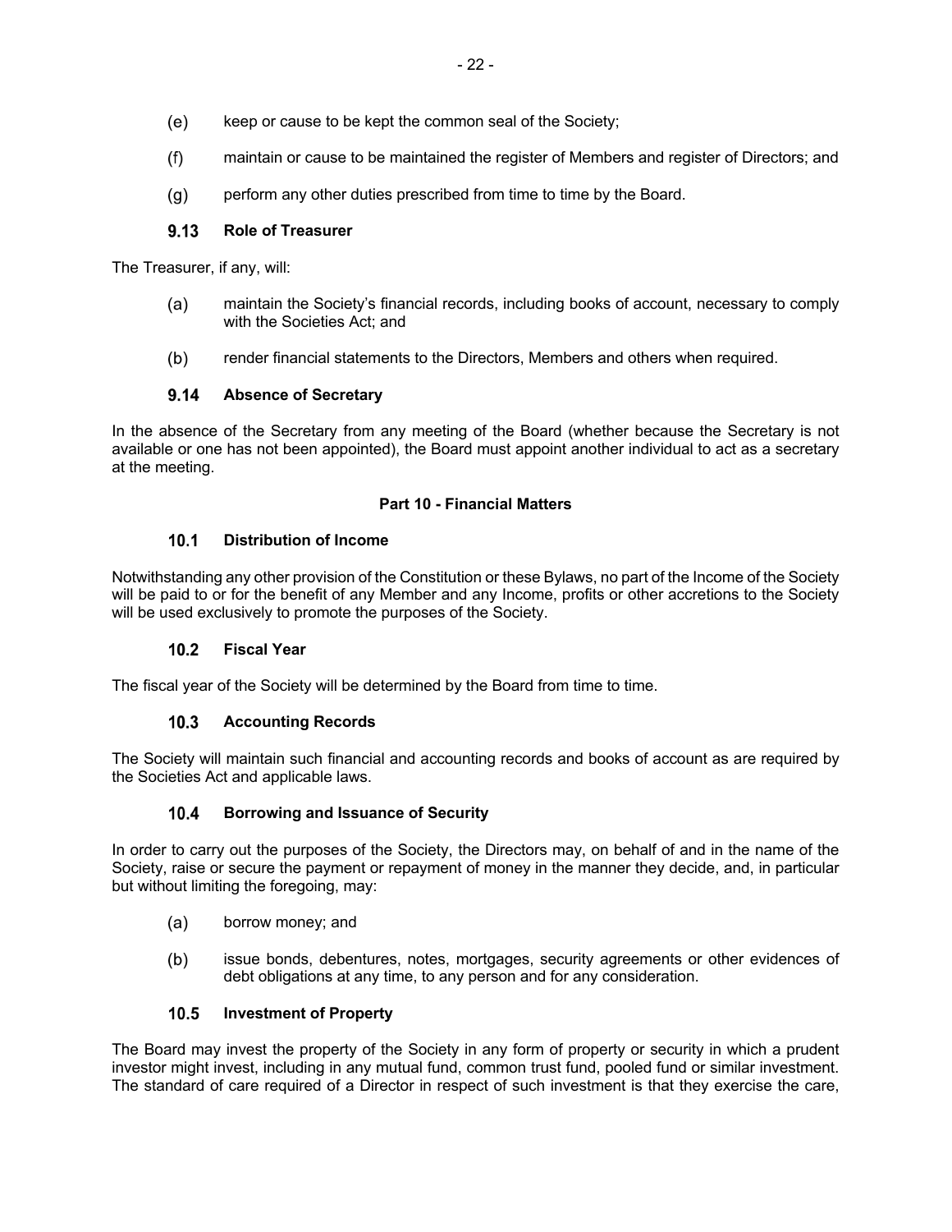(e) keep or cause to be kept the common seal of the Society;

(f) maintain or cause to be maintained the register of Members and register of Directors; and

(g) perform any other duties prescribed from time to time by the Board.

### 9.13 Role of Treasurer

The Treasurer, if any, will:

(a) maintain the Society's financial records, including books of account, necessary to comply with the Societies Act; and

(b) render financial statements to the Directors, Members and others when required.

### 9.14 Absence of Secretary

In the absence of the Secretary from any meeting of the Board (whether because the Secretary is not available or one has not been appointed), the Board must appoint another individual to act as a secretary at the meeting.

## Part 10 - Financial Matters

### 10.1 Distribution of Income

Notwithstanding any other provision of the Constitution or these Bylaws, no part of the Income of the Society will be paid to or for the benefit of any Member and any Income, profits or other accretions to the Society will be used exclusively to promote the purposes of the Society.

### 10.2 Fiscal Year

The fiscal year of the Society will be determined by the Board from time to time.

### 10.3 Accounting Records

The Society will maintain such financial and accounting records and books of account as are required by the Societies Act and applicable laws.

### 10.4 Borrowing and Issuance of Security

In order to carry out the purposes of the Society, the Directors may, on behalf of and in the name of the Society, raise or secure the payment or repayment of money in the manner they decide, and, in particular but without limiting the foregoing, may:

(a) borrow money; and

(b) issue bonds, debentures, notes, mortgages, security agreements or other evidences of debt obligations at any time, to any person and for any consideration.

### 10.5 Investment of Property

The Board may invest the property of the Society in any form of property or security in which a prudent investor might invest, including in any mutual fund, common trust fund, pooled fund or similar investment. The standard of care required of a Director in respect of such investment is that they exercise the care,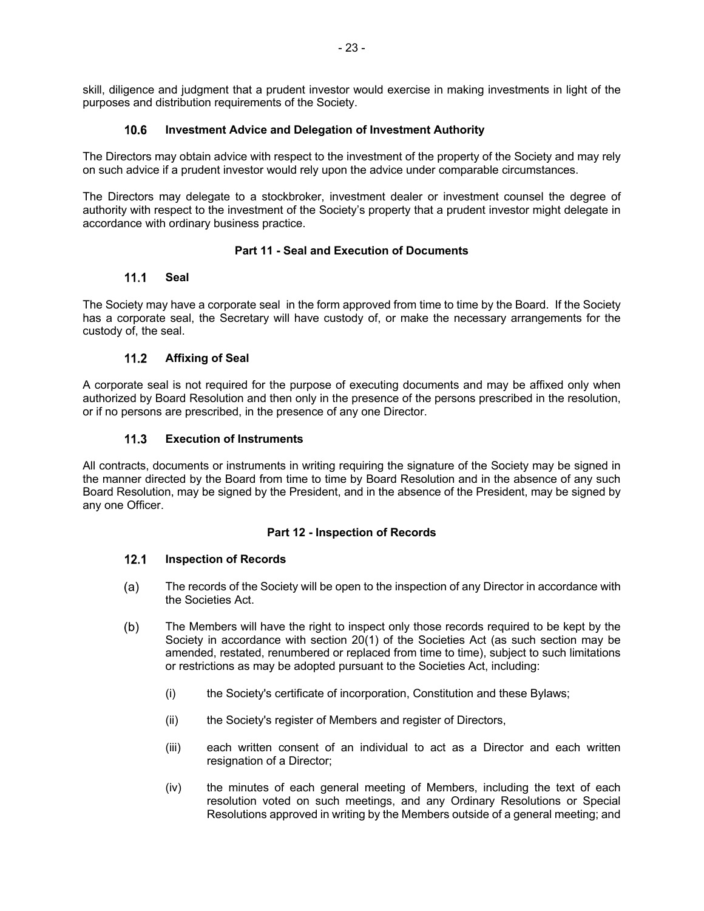skill, diligence and judgment that a prudent investor would exercise in making investments in light of the purposes and distribution requirements of the Society.

### 10.6 Investment Advice and Delegation of Investment Authority

The Directors may obtain advice with respect to the investment of the property of the Society and may rely on such advice if a prudent investor would rely upon the advice under comparable circumstances.

The Directors may delegate to a stockbroker, investment dealer or investment counsel the degree of authority with respect to the investment of the Society's property that a prudent investor might delegate in accordance with ordinary business practice.

## Part 11 - Seal and Execution of Documents

### 11.1 Seal

The Society may have a corporate seal in the form approved from time to time by the Board. If the Society has a corporate seal, the Secretary will have custody of, or make the necessary arrangements for the custody of, the seal.

### 11.2 Affixing of Seal

A corporate seal is not required for the purpose of executing documents and may be affixed only when authorized by Board Resolution and then only in the presence of the persons prescribed in the resolution, or if no persons are prescribed, in the presence of any one Director.

### 11.3 Execution of Instruments

All contracts, documents or instruments in writing requiring the signature of the Society may be signed in the manner directed by the Board from time to time by Board Resolution and in the absence of any such Board Resolution, may be signed by the President, and in the absence of the President, may be signed by any one Officer.

## Part 12 - Inspection of Records

### 12.1 Inspection of Records

(a) The records of the Society will be open to the inspection of any Director in accordance with the Societies Act.

(b) The Members will have the right to inspect only those records required to be kept by the Society in accordance with section 20(1) of the Societies Act (as such section may be amended, restated, renumbered or replaced from time to time), subject to such limitations or restrictions as may be adopted pursuant to the Societies Act, including:

   (i) the Society's certificate of incorporation, Constitution and these Bylaws;

   (ii) the Society's register of Members and register of Directors,

   (iii) each written consent of an individual to act as a Director and each written resignation of a Director;

   (iv) the minutes of each general meeting of Members, including the text of each resolution voted on such meetings, and any Ordinary Resolutions or Special Resolutions approved in writing by the Members outside of a general meeting; and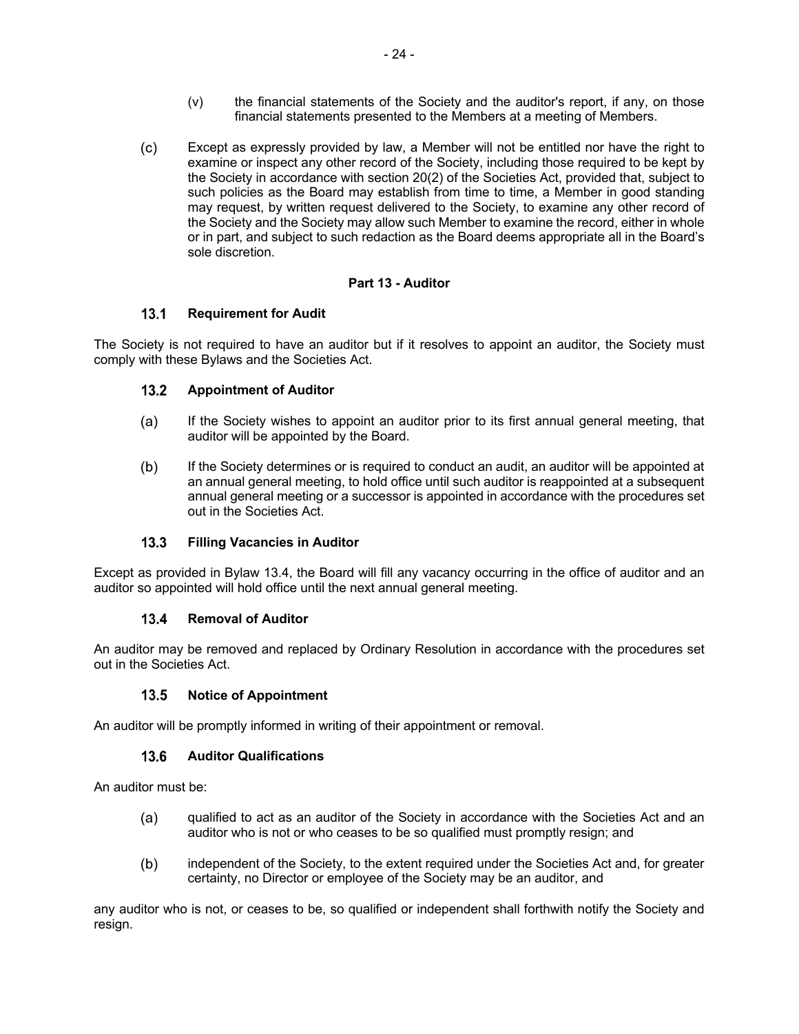(v) the financial statements of the Society and the auditor's report, if any, on those financial statements presented to the Members at a meeting of Members.

(c) Except as expressly provided by law, a Member will not be entitled nor have the right to examine or inspect any other record of the Society, including those required to be kept by the Society in accordance with section 20(2) of the Societies Act, provided that, subject to such policies as the Board may establish from time to time, a Member in good standing may request, by written request delivered to the Society, to examine any other record of the Society and the Society may allow such Member to examine the record, either in whole or in part, and subject to such redaction as the Board deems appropriate all in the Board's sole discretion.

## Part 13 - Auditor

### 13.1 Requirement for Audit

The Society is not required to have an auditor but if it resolves to appoint an auditor, the Society must comply with these Bylaws and the Societies Act.

### 13.2 Appointment of Auditor

(a) If the Society wishes to appoint an auditor prior to its first annual general meeting, that auditor will be appointed by the Board.

(b) If the Society determines or is required to conduct an audit, an auditor will be appointed at an annual general meeting, to hold office until such auditor is reappointed at a subsequent annual general meeting or a successor is appointed in accordance with the procedures set out in the Societies Act.

### 13.3 Filling Vacancies in Auditor

Except as provided in Bylaw 13.4, the Board will fill any vacancy occurring in the office of auditor and an auditor so appointed will hold office until the next annual general meeting.

### 13.4 Removal of Auditor

An auditor may be removed and replaced by Ordinary Resolution in accordance with the procedures set out in the Societies Act.

### 13.5 Notice of Appointment

An auditor will be promptly informed in writing of their appointment or removal.

### 13.6 Auditor Qualifications

An auditor must be:

(a) qualified to act as an auditor of the Society in accordance with the Societies Act and an auditor who is not or who ceases to be so qualified must promptly resign; and

(b) independent of the Society, to the extent required under the Societies Act and, for greater certainty, no Director or employee of the Society may be an auditor, and

any auditor who is not, or ceases to be, so qualified or independent shall forthwith notify the Society and resign.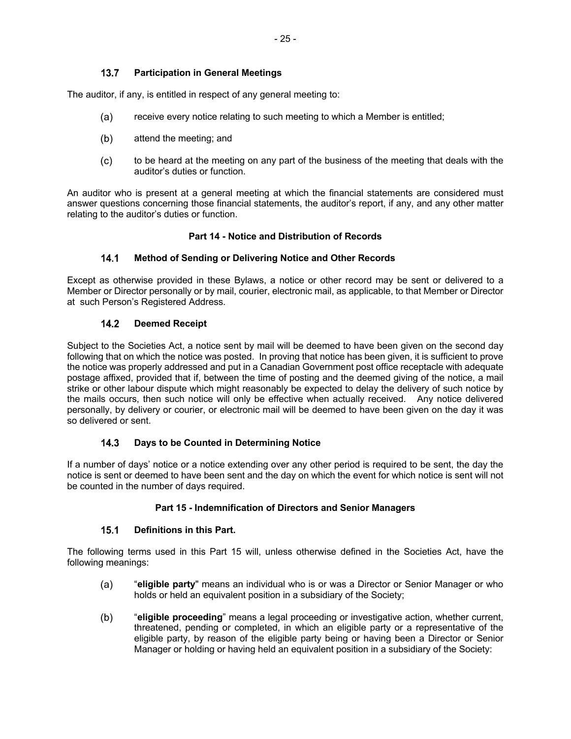### 13.7 Participation in General Meetings

The auditor, if any, is entitled in respect of any general meeting to:

(a) receive every notice relating to such meeting to which a Member is entitled;

(b) attend the meeting; and

(c) to be heard at the meeting on any part of the business of the meeting that deals with the auditor's duties or function.

An auditor who is present at a general meeting at which the financial statements are considered must answer questions concerning those financial statements, the auditor's report, if any, and any other matter relating to the auditor's duties or function.

## Part 14 - Notice and Distribution of Records

### 14.1 Method of Sending or Delivering Notice and Other Records

Except as otherwise provided in these Bylaws, a notice or other record may be sent or delivered to a Member or Director personally or by mail, courier, electronic mail, as applicable, to that Member or Director at such Person's Registered Address.

### 14.2 Deemed Receipt

Subject to the Societies Act, a notice sent by mail will be deemed to have been given on the second day following that on which the notice was posted. In proving that notice has been given, it is sufficient to prove the notice was properly addressed and put in a Canadian Government post office receptacle with adequate postage affixed, provided that if, between the time of posting and the deemed giving of the notice, a mail strike or other labour dispute which might reasonably be expected to delay the delivery of such notice by the mails occurs, then such notice will only be effective when actually received. Any notice delivered personally, by delivery or courier, or electronic mail will be deemed to have been given on the day it was so delivered or sent.

### 14.3 Days to be Counted in Determining Notice

If a number of days' notice or a notice extending over any other period is required to be sent, the day the notice is sent or deemed to have been sent and the day on which the event for which notice is sent will not be counted in the number of days required.

## Part 15 - Indemnification of Directors and Senior Managers

### 15.1 Definitions in this Part.

The following terms used in this Part 15 will, unless otherwise defined in the Societies Act, have the following meanings:

(a) "**eligible party**" means an individual who is or was a Director or Senior Manager or who holds or held an equivalent position in a subsidiary of the Society;

(b) "**eligible proceeding**" means a legal proceeding or investigative action, whether current, threatened, pending or completed, in which an eligible party or a representative of the eligible party, by reason of the eligible party being or having been a Director or Senior Manager or holding or having held an equivalent position in a subsidiary of the Society: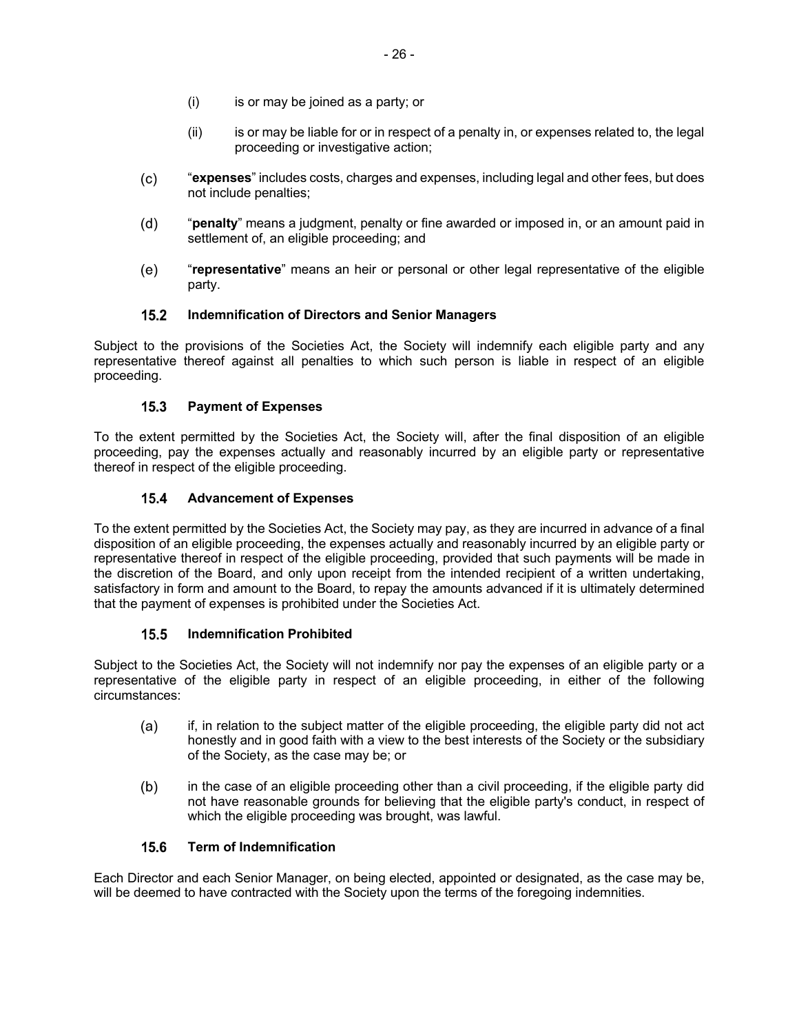(i) is or may be joined as a party; or

(ii) is or may be liable for or in respect of a penalty in, or expenses related to, the legal proceeding or investigative action;

(c) "**expenses**" includes costs, charges and expenses, including legal and other fees, but does not include penalties;

(d) "**penalty**" means a judgment, penalty or fine awarded or imposed in, or an amount paid in settlement of, an eligible proceeding; and

(e) "**representative**" means an heir or personal or other legal representative of the eligible party.

### 15.2 Indemnification of Directors and Senior Managers

Subject to the provisions of the Societies Act, the Society will indemnify each eligible party and any representative thereof against all penalties to which such person is liable in respect of an eligible proceeding.

### 15.3 Payment of Expenses

To the extent permitted by the Societies Act, the Society will, after the final disposition of an eligible proceeding, pay the expenses actually and reasonably incurred by an eligible party or representative thereof in respect of the eligible proceeding.

### 15.4 Advancement of Expenses

To the extent permitted by the Societies Act, the Society may pay, as they are incurred in advance of a final disposition of an eligible proceeding, the expenses actually and reasonably incurred by an eligible party or representative thereof in respect of the eligible proceeding, provided that such payments will be made in the discretion of the Board, and only upon receipt from the intended recipient of a written undertaking, satisfactory in form and amount to the Board, to repay the amounts advanced if it is ultimately determined that the payment of expenses is prohibited under the Societies Act.

### 15.5 Indemnification Prohibited

Subject to the Societies Act, the Society will not indemnify nor pay the expenses of an eligible party or a representative of the eligible party in respect of an eligible proceeding, in either of the following circumstances:

(a) if, in relation to the subject matter of the eligible proceeding, the eligible party did not act honestly and in good faith with a view to the best interests of the Society or the subsidiary of the Society, as the case may be; or

(b) in the case of an eligible proceeding other than a civil proceeding, if the eligible party did not have reasonable grounds for believing that the eligible party's conduct, in respect of which the eligible proceeding was brought, was lawful.

### 15.6 Term of Indemnification

Each Director and each Senior Manager, on being elected, appointed or designated, as the case may be, will be deemed to have contracted with the Society upon the terms of the foregoing indemnities.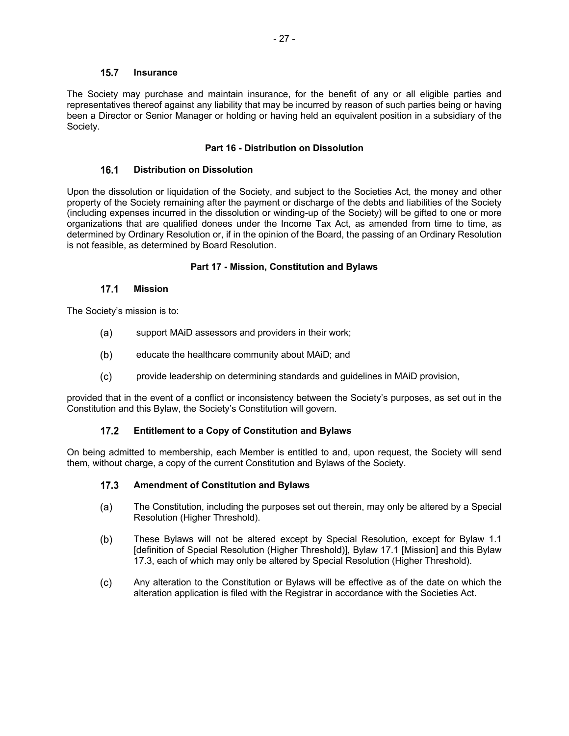### 15.7 Insurance

The Society may purchase and maintain insurance, for the benefit of any or all eligible parties and representatives thereof against any liability that may be incurred by reason of such parties being or having been a Director or Senior Manager or holding or having held an equivalent position in a subsidiary of the Society.

## Part 16 - Distribution on Dissolution

### 16.1 Distribution on Dissolution

Upon the dissolution or liquidation of the Society, and subject to the Societies Act, the money and other property of the Society remaining after the payment or discharge of the debts and liabilities of the Society (including expenses incurred in the dissolution or winding-up of the Society) will be gifted to one or more organizations that are qualified donees under the Income Tax Act, as amended from time to time, as determined by Ordinary Resolution or, if in the opinion of the Board, the passing of an Ordinary Resolution is not feasible, as determined by Board Resolution.

## Part 17 - Mission, Constitution and Bylaws

### 17.1 Mission

The Society's mission is to:

(a) support MAiD assessors and providers in their work;

(b) educate the healthcare community about MAiD; and

(c) provide leadership on determining standards and guidelines in MAiD provision,

provided that in the event of a conflict or inconsistency between the Society's purposes, as set out in the Constitution and this Bylaw, the Society's Constitution will govern.

### 17.2 Entitlement to a Copy of Constitution and Bylaws

On being admitted to membership, each Member is entitled to and, upon request, the Society will send them, without charge, a copy of the current Constitution and Bylaws of the Society.

### 17.3 Amendment of Constitution and Bylaws

(a) The Constitution, including the purposes set out therein, may only be altered by a Special Resolution (Higher Threshold).

(b) These Bylaws will not be altered except by Special Resolution, except for Bylaw 1.1 [definition of Special Resolution (Higher Threshold)], Bylaw 17.1 [Mission] and this Bylaw 17.3, each of which may only be altered by Special Resolution (Higher Threshold).

(c) Any alteration to the Constitution or Bylaws will be effective as of the date on which the alteration application is filed with the Registrar in accordance with the Societies Act.